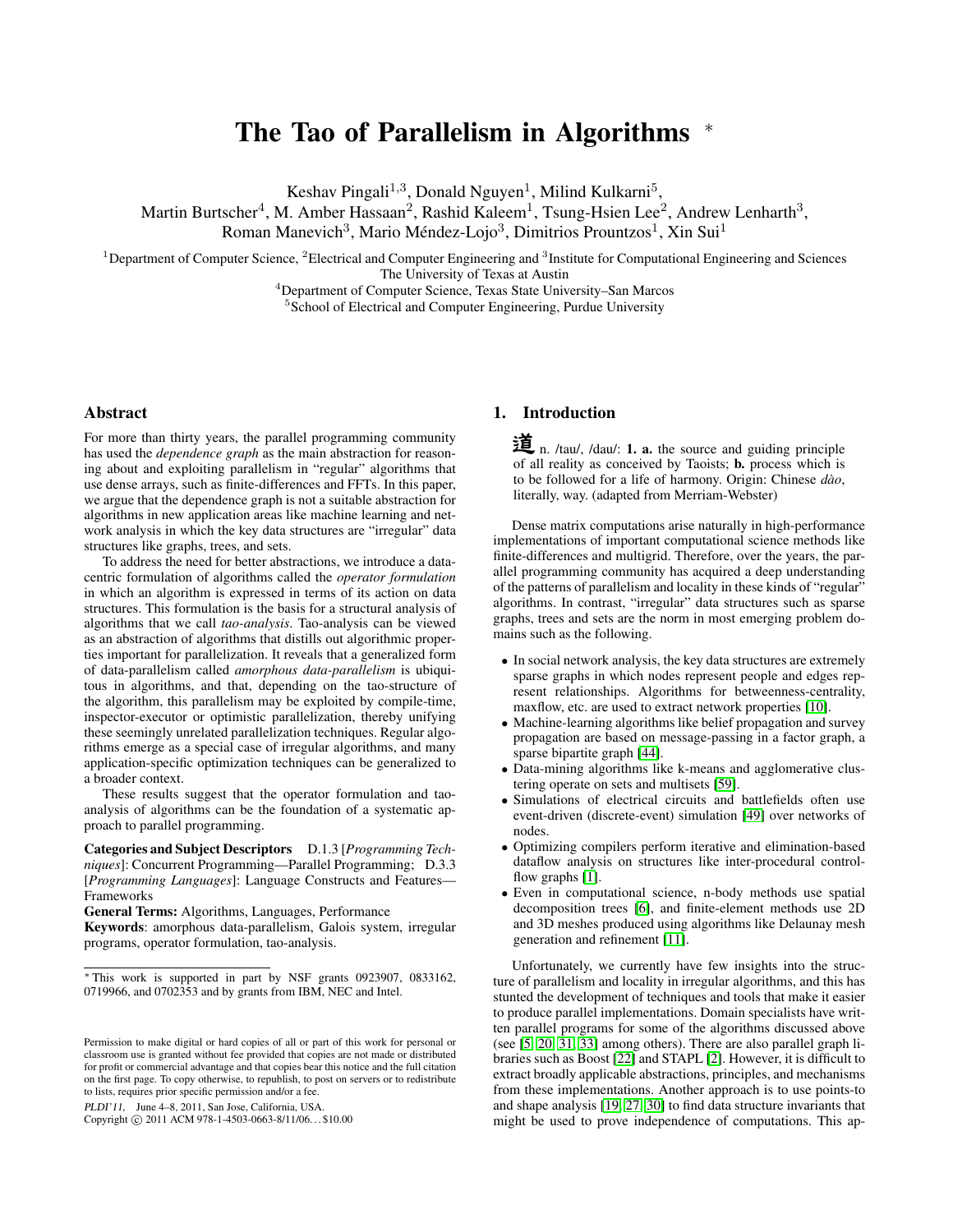# The Tao of Parallelism in Algorithms *

Keshav Pingali[1,3], Donald Nguyen[1], Milind Kulkarni[5],
Martin Burtscher[4], M. Amber Hassaan[2], Rashid Kaleem[1], Tsung-Hsien Lee[2], Andrew Lenharth[3],
Roman Manevich[3], Mario Méndez-Lojo[3], Dimitrios Prountzos[1], Xin Sui[1]

[1]Department of Computer Science, [2]Electrical and Computer Engineering and [3]Institute for Computational Engineering and Sciences
The University of Texas at Austin
[4]Department of Computer Science, Texas State University–San Marcos
[5]School of Electrical and Computer Engineering, Purdue University

## Abstract

For more than thirty years, the parallel programming community has used the *dependence graph* as the main abstraction for reasoning about and exploiting parallelism in "regular" algorithms that use dense arrays, such as finite-differences and FFTs. In this paper, we argue that the dependence graph is not a suitable abstraction for algorithms in new application areas like machine learning and network analysis in which the key data structures are "irregular" data structures like graphs, trees, and sets.

To address the need for better abstractions, we introduce a data-centric formulation of algorithms called the *operator formulation* in which an algorithm is expressed in terms of its action on data structures. This formulation is the basis for a structural analysis of algorithms that we call *tao-analysis*. Tao-analysis can be viewed as an abstraction of algorithms that distills out algorithmic properties important for parallelization. It reveals that a generalized form of data-parallelism called *amorphous data-parallelism* is ubiquitous in algorithms, and that, depending on the tao-structure of the algorithm, this parallelism may be exploited by compile-time, inspector-executor or optimistic parallelization, thereby unifying these seemingly unrelated parallelization techniques. Regular algorithms emerge as a special case of irregular algorithms, and many application-specific optimization techniques can be generalized to a broader context.

These results suggest that the operator formulation and tao-analysis of algorithms can be the foundation of a systematic approach to parallel programming.

**Categories and Subject Descriptors** D.1.3 [*Programming Techniques*]: Concurrent Programming—Parallel Programming; D.3.3 [*Programming Languages*]: Language Constructs and Features—Frameworks

**General Terms:** Algorithms, Languages, Performance

**Keywords**: amorphous data-parallelism, Galois system, irregular programs, operator formulation, tao-analysis.

* This work is supported in part by NSF grants 0923907, 0833162, 0719966, and 0702353 and by grants from IBM, NEC and Intel.

Permission to make digital or hard copies of all or part of this work for personal or classroom use is granted without fee provided that copies are not made or distributed for profit or commercial advantage and that copies bear this notice and the full citation on the first page. To copy otherwise, to republish, to post on servers or to redistribute to lists, requires prior specific permission and/or a fee.
*PLDI'11*, June 4–8, 2011, San Jose, California, USA.
Copyright © 2011 ACM 978-1-4503-0663-8/11/06…$10.00

## 1. Introduction

**道** n. /tau/, /dau/: **1. a.** the source and guiding principle of all reality as conceived by Taoists; **b.** process which is to be followed for a life of harmony. Origin: Chinese *dào*, literally, way. (adapted from Merriam-Webster)

Dense matrix computations arise naturally in high-performance implementations of important computational science methods like finite-differences and multigrid. Therefore, over the years, the parallel programming community has acquired a deep understanding of the patterns of parallelism and locality in these kinds of "regular" algorithms. In contrast, "irregular" data structures such as sparse graphs, trees and sets are the norm in most emerging problem domains such as the following.

- In social network analysis, the key data structures are extremely sparse graphs in which nodes represent people and edges represent relationships. Algorithms for betweenness-centrality, maxflow, etc. are used to extract network properties [10].
- Machine-learning algorithms like belief propagation and survey propagation are based on message-passing in a factor graph, a sparse bipartite graph [44].
- Data-mining algorithms like k-means and agglomerative clustering operate on sets and multisets [59].
- Simulations of electrical circuits and battlefields often use event-driven (discrete-event) simulation [49] over networks of nodes.
- Optimizing compilers perform iterative and elimination-based dataflow analysis on structures like inter-procedural control-flow graphs [1].
- Even in computational science, n-body methods use spatial decomposition trees [6], and finite-element methods use 2D and 3D meshes produced using algorithms like Delaunay mesh generation and refinement [11].

Unfortunately, we currently have few insights into the structure of parallelism and locality in irregular algorithms, and this has stunted the development of techniques and tools that make it easier to produce parallel implementations. Domain specialists have written parallel programs for some of the algorithms discussed above (see [5, 20, 31, 33] among others). There are also parallel graph libraries such as Boost [22] and STAPL [2]. However, it is difficult to extract broadly applicable abstractions, principles, and mechanisms from these implementations. Another approach is to use points-to and shape analysis [19, 27, 30] to find data structure invariants that might be used to prove independence of computations. This ap-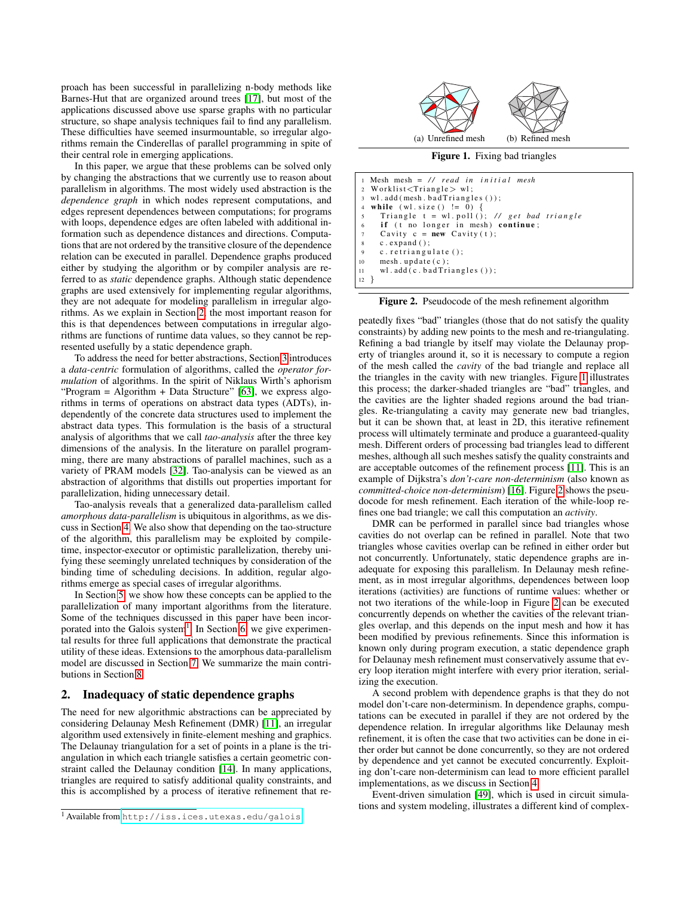proach has been successful in parallelizing n-body methods like Barnes-Hut that are organized around trees [17], but most of the applications discussed above use sparse graphs with no particular structure, so shape analysis techniques fail to find any parallelism. These difficulties have seemed insurmountable, so irregular algorithms remain the Cinderellas of parallel programming in spite of their central role in emerging applications.

In this paper, we argue that these problems can be solved only by changing the abstractions that we currently use to reason about parallelism in algorithms. The most widely used abstraction is the *dependence graph* in which nodes represent computations, and edges represent dependences between computations; for programs with loops, dependence edges are often labeled with additional information such as dependence distances and directions. Computations that are not ordered by the transitive closure of the dependence relation can be executed in parallel. Dependence graphs produced either by studying the algorithm or by compiler analysis are referred to as *static* dependence graphs. Although static dependence graphs are used extensively for implementing regular algorithms, they are not adequate for modeling parallelism in irregular algorithms. As we explain in Section 2, the most important reason for this is that dependences between computations in irregular algorithms are functions of runtime data values, so they cannot be represented usefully by a static dependence graph.

To address the need for better abstractions, Section 3 introduces a *data-centric* formulation of algorithms, called the *operator formulation* of algorithms. In the spirit of Niklaus Wirth's aphorism "Program = Algorithm + Data Structure" [63], we express algorithms in terms of operations on abstract data types (ADTs), independently of the concrete data structures used to implement the abstract data types. This formulation is the basis of a structural analysis of algorithms that we call *tao-analysis* after the three key dimensions of the analysis. In the literature on parallel programming, there are many abstractions of parallel machines, such as a variety of PRAM models [32]. Tao-analysis can be viewed as an abstraction of algorithms that distills out properties important for parallelization, hiding unnecessary detail.

Tao-analysis reveals that a generalized data-parallelism called *amorphous data-parallelism* is ubiquitous in algorithms, as we discuss in Section 4. We also show that depending on the tao-structure of the algorithm, this parallelism may be exploited by compile-time, inspector-executor or optimistic parallelization, thereby unifying these seemingly unrelated techniques by consideration of the binding time of scheduling decisions. In addition, regular algorithms emerge as special cases of irregular algorithms.

In Section 5, we show how these concepts can be applied to the parallelization of many important algorithms from the literature. Some of the techniques discussed in this paper have been incorporated into the Galois system[1]. In Section 6, we give experimental results for three full applications that demonstrate the practical utility of these ideas. Extensions to the amorphous data-parallelism model are discussed in Section 7. We summarize the main contributions in Section 8.

## 2. Inadequacy of static dependence graphs

The need for new algorithmic abstractions can be appreciated by considering Delaunay Mesh Refinement (DMR) [11], an irregular algorithm used extensively in finite-element meshing and graphics. The Delaunay triangulation for a set of points in a plane is the triangulation in which each triangle satisfies a certain geometric constraint called the Delaunay condition [14]. In many applications, triangles are required to satisfy additional quality constraints, and this is accomplished by a process of iterative refinement that repeatedly fixes "bad" triangles (those that do not satisfy the quality constraints) by adding new points to the mesh and re-triangulating. Refining a bad triangle by itself may violate the Delaunay property of triangles around it, so it is necessary to compute a region of the mesh called the *cavity* of the bad triangle and replace all the triangles in the cavity with new triangles. Figure 1 illustrates this process; the darker-shaded triangles are "bad" triangles, and the cavities are the lighter shaded regions around the bad triangles. Re-triangulating a cavity may generate new bad triangles, but it can be shown that, at least in 2D, this iterative refinement process will ultimately terminate and produce a guaranteed-quality mesh. Different orders of processing bad triangles lead to different meshes, although all such meshes satisfy the quality constraints and are acceptable outcomes of the refinement process [11]. This is an example of Dijkstra's *don't-care non-determinism* (also known as *committed-choice non-determinism*) [16]. Figure 2 shows the pseudocode for mesh refinement. Each iteration of the while-loop refines one bad triangle; we call this computation an *activity*.

(a) Unrefined mesh (b) Refined mesh

**Figure 1.** Fixing bad triangles

```
1  Mesh mesh = // read in initial mesh
2  Worklist<Triangle> wl;
3  wl.add(mesh.badTriangles());
4  while (wl.size() != 0) {
5    Triangle t = wl.poll(); // get bad triangle
6    if (t no longer in mesh) continue;
7    Cavity c = new Cavity(t);
8    c.expand();
9    c.retriangulate();
10   mesh.update(c);
11   wl.add(c.badTriangles());
12 }
```

**Figure 2.** Pseudocode of the mesh refinement algorithm

DMR can be performed in parallel since bad triangles whose cavities do not overlap can be refined in parallel. Note that two triangles whose cavities overlap can be refined in either order but not concurrently. Unfortunately, static dependence graphs are inadequate for exposing this parallelism. In Delaunay mesh refinement, as in most irregular algorithms, dependences between loop iterations (activities) are functions of runtime values: whether or not two iterations of the while-loop in Figure 2 can be executed concurrently depends on whether the cavities of the relevant triangles overlap, and this depends on the input mesh and how it has been modified by previous refinements. Since this information is known only during program execution, a static dependence graph for Delaunay mesh refinement must conservatively assume that every loop iteration might interfere with every prior iteration, serializing the execution.

A second problem with dependence graphs is that they do not model don't-care non-determinism. In dependence graphs, computations can be executed in parallel if they are not ordered by the dependence relation. In irregular algorithms like Delaunay mesh refinement, it is often the case that two activities can be done in either order but cannot be done concurrently, so they are not ordered by dependence and yet cannot be executed concurrently. Exploiting don't-care non-determinism can lead to more efficient parallel implementations, as we discuss in Section 4.

Event-driven simulation [49], which is used in circuit simulations and system modeling, illustrates a different kind of complex-

[1] Available from http://iss.ices.utexas.edu/galois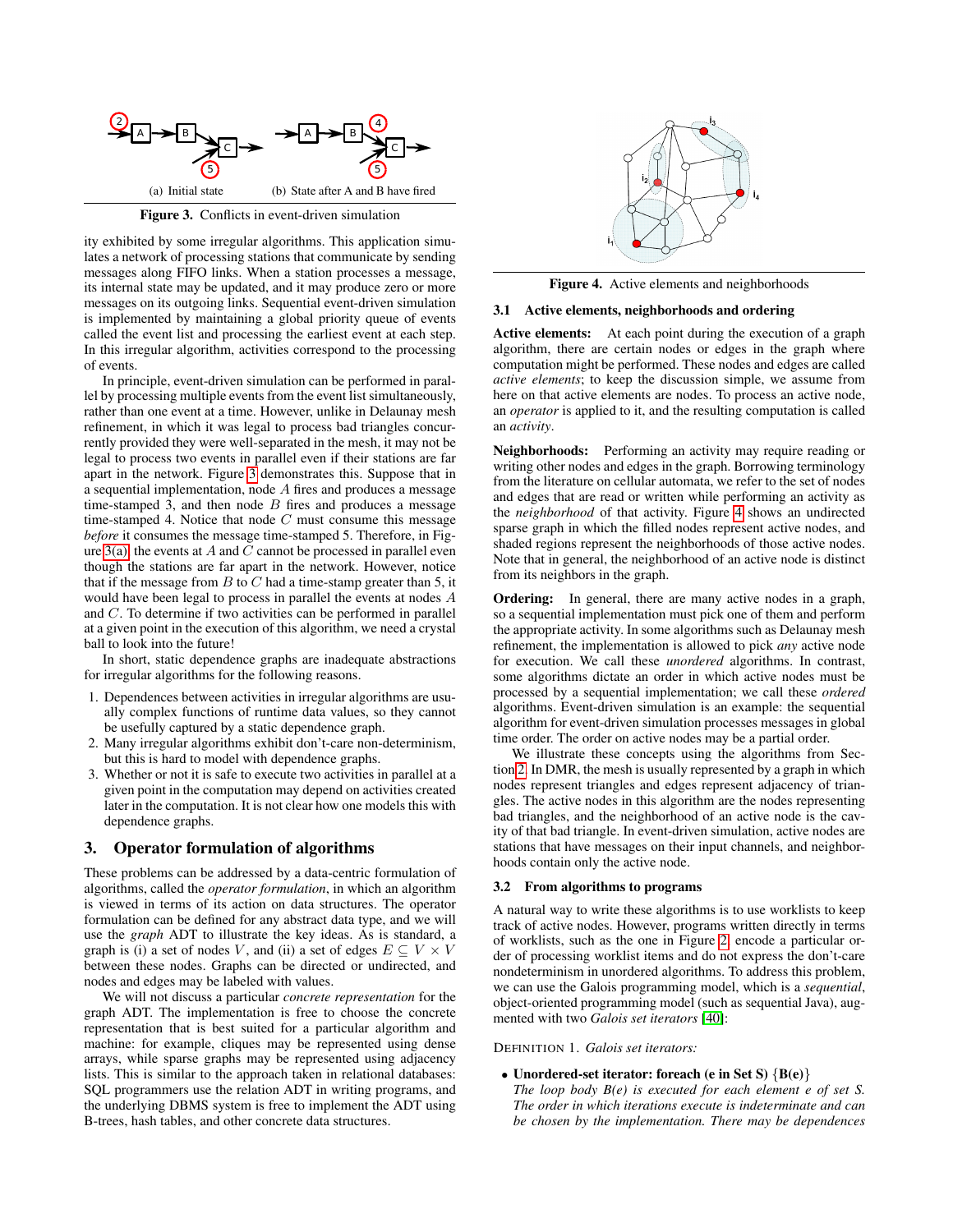(a) Initial state (b) State after A and B have fired

**Figure 3.** Conflicts in event-driven simulation

ity exhibited by some irregular algorithms. This application simulates a network of processing stations that communicate by sending messages along FIFO links. When a station processes a message, its internal state may be updated, and it may produce zero or more messages on its outgoing links. Sequential event-driven simulation is implemented by maintaining a global priority queue of events called the event list and processing the earliest event at each step. In this irregular algorithm, activities correspond to the processing of events.

In principle, event-driven simulation can be performed in parallel by processing multiple events from the event list simultaneously, rather than one event at a time. However, unlike in Delaunay mesh refinement, in which it was legal to process bad triangles concurrently provided they were well-separated in the mesh, it may not be legal to process two events in parallel even if their stations are far apart in the network. Figure 3 demonstrates this. Suppose that in a sequential implementation, node $A$ fires and produces a message time-stamped 3, and then node $B$ fires and produces a message time-stamped 4. Notice that node $C$ must consume this message *before* it consumes the message time-stamped 5. Therefore, in Figure 3(a) the events at $A$ and $C$ cannot be processed in parallel even though the stations are far apart in the network. However, notice that if the message from $B$ to $C$ had a time-stamp greater than 5, it would have been legal to process in parallel the events at nodes $A$ and $C$. To determine if two activities can be performed in parallel at a given point in the execution of this algorithm, we need a crystal ball to look into the future!

In short, static dependence graphs are inadequate abstractions for irregular algorithms for the following reasons.

1. Dependences between activities in irregular algorithms are usually complex functions of runtime data values, so they cannot be usefully captured by a static dependence graph.
2. Many irregular algorithms exhibit don't-care non-determinism, but this is hard to model with dependence graphs.
3. Whether or not it is safe to execute two activities in parallel at a given point in the computation may depend on activities created later in the computation. It is not clear how one models this with dependence graphs.

## 3. Operator formulation of algorithms

These problems can be addressed by a data-centric formulation of algorithms, called the *operator formulation*, in which an algorithm is viewed in terms of its action on data structures. The operator formulation can be defined for any abstract data type, and we will use the *graph* ADT to illustrate the key ideas. As is standard, a graph is (i) a set of nodes $V$, and (ii) a set of edges $E \subseteq V \times V$ between these nodes. Graphs can be directed or undirected, and nodes and edges may be labeled with values.

We will not discuss a particular *concrete representation* for the graph ADT. The implementation is free to choose the concrete representation that is best suited for a particular algorithm and machine: for example, cliques may be represented using dense arrays, while sparse graphs may be represented using adjacency lists. This is similar to the approach taken in relational databases: SQL programmers use the relation ADT in writing programs, and the underlying DBMS system is free to implement the ADT using B-trees, hash tables, and other concrete data structures.

**Figure 4.** Active elements and neighborhoods

### 3.1 Active elements, neighborhoods and ordering

**Active elements:** At each point during the execution of a graph algorithm, there are certain nodes or edges in the graph where computation might be performed. These nodes and edges are called *active elements*; to keep the discussion simple, we assume from here on that active elements are nodes. To process an active node, an *operator* is applied to it, and the resulting computation is called an *activity*.

**Neighborhoods:** Performing an activity may require reading or writing other nodes and edges in the graph. Borrowing terminology from the literature on cellular automata, we refer to the set of nodes and edges that are read or written while performing an activity as the *neighborhood* of that activity. Figure 4 shows an undirected sparse graph in which the filled nodes represent active nodes, and shaded regions represent the neighborhoods of those active nodes. Note that in general, the neighborhood of an active node is distinct from its neighbors in the graph.

**Ordering:** In general, there are many active nodes in a graph, so a sequential implementation must pick one of them and perform the appropriate activity. In some algorithms such as Delaunay mesh refinement, the implementation is allowed to pick *any* active node for execution. We call these *unordered* algorithms. In contrast, some algorithms dictate an order in which active nodes must be processed by a sequential implementation; we call these *ordered* algorithms. Event-driven simulation is an example: the sequential algorithm for event-driven simulation processes messages in global time order. The order on active nodes may be a partial order.

We illustrate these concepts using the algorithms from Section 2. In DMR, the mesh is usually represented by a graph in which nodes represent triangles and edges represent adjacency of triangles. The active nodes in this algorithm are the nodes representing bad triangles, and the neighborhood of an active node is the cavity of that bad triangle. In event-driven simulation, active nodes are stations that have messages on their input channels, and neighborhoods contain only the active node.

### 3.2 From algorithms to programs

A natural way to write these algorithms is to use worklists to keep track of active nodes. However, programs written directly in terms of worklists, such as the one in Figure 2, encode a particular order of processing worklist items and do not express the don't-care nondeterminism in unordered algorithms. To address this problem, we can use the Galois programming model, which is a *sequential*, object-oriented programming model (such as sequential Java), augmented with two *Galois set iterators* [40]:

DEFINITION 1. *Galois set iterators:*

- **Unordered-set iterator: foreach (e in Set S) {B(e)}**
  *The loop body B(e) is executed for each element e of set S. The order in which iterations execute is indeterminate and can be chosen by the implementation. There may be dependences*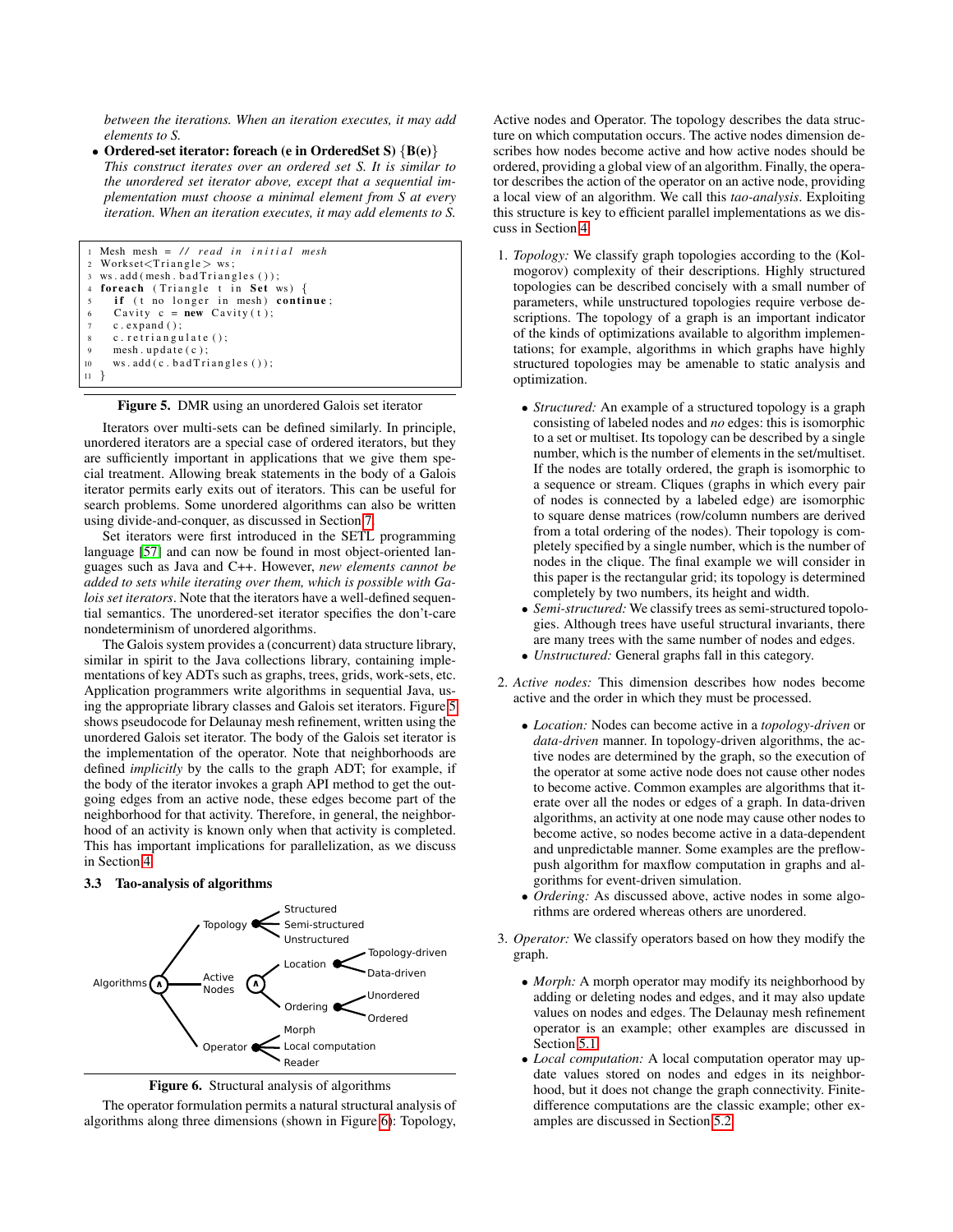*between the iterations. When an iteration executes, it may add elements to S.*

- **Ordered-set iterator: foreach (e in OrderedSet S) {B(e)}** *This construct iterates over an ordered set S. It is similar to the unordered set iterator above, except that a sequential implementation must choose a minimal element from S at every iteration. When an iteration executes, it may add elements to S.*

```
1  Mesh mesh = // read in initial mesh
2  Workset<Triangle> ws;
3  ws.add(mesh.badTriangles());
4  foreach (Triangle t in Set ws) {
5    if (t no longer in mesh) continue;
6    Cavity c = new Cavity(t);
7    c.expand();
8    c.retriangulate();
9    mesh.update(c);
10   ws.add(c.badTriangles());
11 }
```

**Figure 5.** DMR using an unordered Galois set iterator

Iterators over multi-sets can be defined similarly. In principle, unordered iterators are a special case of ordered iterators, but they are sufficiently important in applications that we give them special treatment. Allowing break statements in the body of a Galois iterator permits early exits out of iterators. This can be useful for search problems. Some unordered algorithms can also be written using divide-and-conquer, as discussed in Section 7.

Set iterators were first introduced in the SETL programming language [57] and can now be found in most object-oriented languages such as Java and C++. However, *new elements cannot be added to sets while iterating over them, which is possible with Galois set iterators*. Note that the iterators have a well-defined sequential semantics. The unordered-set iterator specifies the don't-care nondeterminism of unordered algorithms.

The Galois system provides a (concurrent) data structure library, similar in spirit to the Java collections library, containing implementations of key ADTs such as graphs, trees, grids, work-sets, etc. Application programmers write algorithms in sequential Java, using the appropriate library classes and Galois set iterators. Figure 5 shows pseudocode for Delaunay mesh refinement, written using the unordered Galois set iterator. The body of the Galois set iterator is the implementation of the operator. Note that neighborhoods are defined *implicitly* by the calls to the graph ADT; for example, if the body of the iterator invokes a graph API method to get the outgoing edges from an active node, these edges become part of the neighborhood for that activity. Therefore, in general, the neighborhood of an activity is known only when that activity is completed. This has important implications for parallelization, as we discuss in Section 4.

### 3.3 Tao-analysis of algorithms

```
Algorithms ∧
├── Topology
│   ├── Structured
│   ├── Semi-structured
│   └── Unstructured
├── Active Nodes ∧
│   ├── Location
│   │   ├── Topology-driven
│   │   └── Data-driven
│   └── Ordering
│       ├── Unordered
│       └── Ordered
└── Operator
    ├── Morph
    ├── Local computation
    └── Reader
```

**Figure 6.** Structural analysis of algorithms

The operator formulation permits a natural structural analysis of algorithms along three dimensions (shown in Figure 6): Topology, Active nodes and Operator. The topology describes the data structure on which computation occurs. The active nodes dimension describes how nodes become active and how active nodes should be ordered, providing a global view of an algorithm. Finally, the operator describes the action of the operator on an active node, providing a local view of an algorithm. We call this *tao-analysis*. Exploiting this structure is key to efficient parallel implementations as we discuss in Section 4.

1. *Topology:* We classify graph topologies according to the (Kolmogorov) complexity of their descriptions. Highly structured topologies can be described concisely with a small number of parameters, while unstructured topologies require verbose descriptions. The topology of a graph is an important indicator of the kinds of optimizations available to algorithm implementations; for example, algorithms in which graphs have highly structured topologies may be amenable to static analysis and optimization.

   - *Structured:* An example of a structured topology is a graph consisting of labeled nodes and *no* edges: this is isomorphic to a set or multiset. Its topology can be described by a single number, which is the number of elements in the set/multiset. If the nodes are totally ordered, the graph is isomorphic to a sequence or stream. Cliques (graphs in which every pair of nodes is connected by a labeled edge) are isomorphic to square dense matrices (row/column numbers are derived from a total ordering of the nodes). Their topology is completely specified by a single number, which is the number of nodes in the clique. The final example we will consider in this paper is the rectangular grid; its topology is determined completely by two numbers, its height and width.
   - *Semi-structured:* We classify trees as semi-structured topologies. Although trees have useful structural invariants, there are many trees with the same number of nodes and edges.
   - *Unstructured:* General graphs fall in this category.

2. *Active nodes:* This dimension describes how nodes become active and the order in which they must be processed.

   - *Location:* Nodes can become active in a *topology-driven* or *data-driven* manner. In topology-driven algorithms, the active nodes are determined by the graph, so the execution of the operator at some active node does not cause other nodes to become active. Common examples are algorithms that iterate over all the nodes or edges of a graph. In data-driven algorithms, an activity at one node may cause other nodes to become active, so nodes become active in a data-dependent and unpredictable manner. Some examples are the preflow-push algorithm for maxflow computation in graphs and algorithms for event-driven simulation.
   - *Ordering:* As discussed above, active nodes in some algorithms are ordered whereas others are unordered.

3. *Operator:* We classify operators based on how they modify the graph.

   - *Morph:* A morph operator may modify its neighborhood by adding or deleting nodes and edges, and it may also update values on nodes and edges. The Delaunay mesh refinement operator is an example; other examples are discussed in Section 5.1.
   - *Local computation:* A local computation operator may update values stored on nodes and edges in its neighborhood, but it does not change the graph connectivity. Finite-difference computations are the classic example; other examples are discussed in Section 5.2.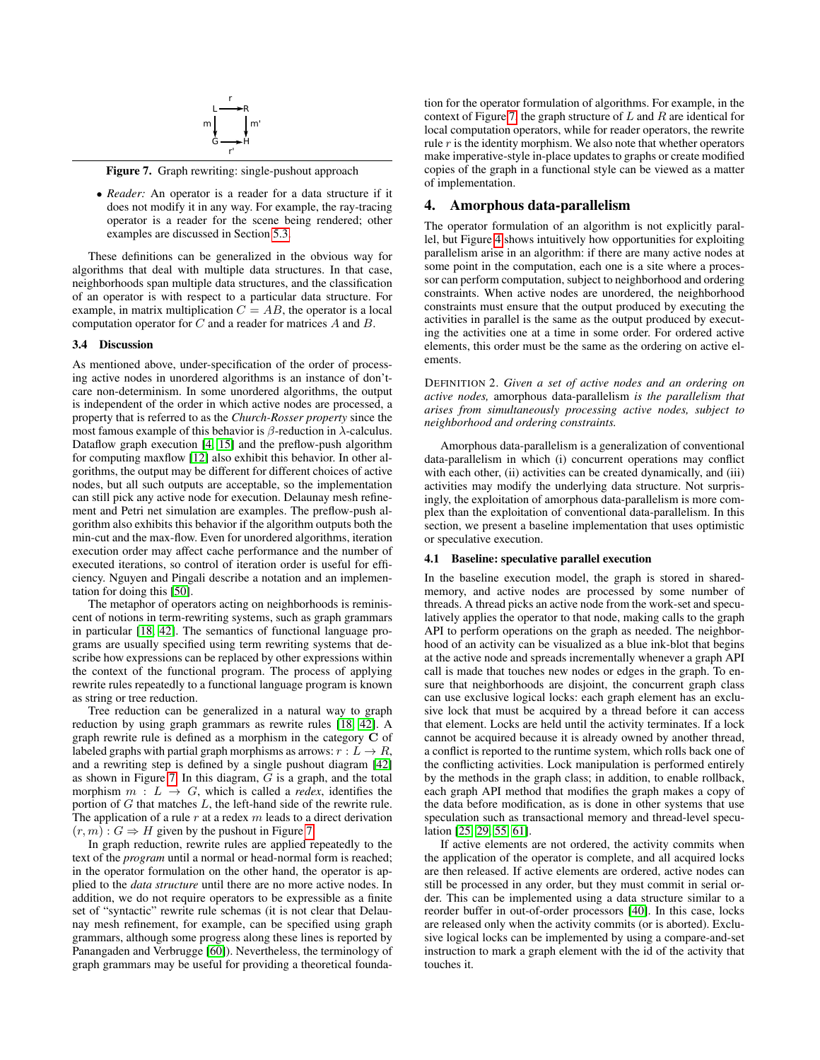$$
\begin{array}{ccc}
L & \xrightarrow{r} & R \\
{\scriptstyle m}\downarrow & & \downarrow{\scriptstyle m'} \\
G & \xrightarrow[r']{} & H
\end{array}
$$

**Figure 7.** Graph rewriting: single-pushout approach

- *Reader:* An operator is a reader for a data structure if it does not modify it in any way. For example, the ray-tracing operator is a reader for the scene being rendered; other examples are discussed in Section 5.3.

These definitions can be generalized in the obvious way for algorithms that deal with multiple data structures. In that case, neighborhoods span multiple data structures, and the classification of an operator is with respect to a particular data structure. For example, in matrix multiplication $C = AB$, the operator is a local computation operator for $C$ and a reader for matrices $A$ and $B$.

### 3.4 Discussion

As mentioned above, under-specification of the order of processing active nodes in unordered algorithms is an instance of don't-care non-determinism. In some unordered algorithms, the output is independent of the order in which active nodes are processed, a property that is referred to as the *Church-Rosser property* since the most famous example of this behavior is $\beta$-reduction in $\lambda$-calculus. Dataflow graph execution [4, 15] and the preflow-push algorithm for computing maxflow [12] also exhibit this behavior. In other algorithms, the output may be different for different choices of active nodes, but all such outputs are acceptable, so the implementation can still pick any active node for execution. Delaunay mesh refinement and Petri net simulation are examples. The preflow-push algorithm also exhibits this behavior if the algorithm outputs both the min-cut and the max-flow. Even for unordered algorithms, iteration execution order may affect cache performance and the number of executed iterations, so control of iteration order is useful for efficiency. Nguyen and Pingali describe a notation and an implementation for doing this [50].

The metaphor of operators acting on neighborhoods is reminiscent of notions in term-rewriting systems, such as graph grammars in particular [18, 42]. The semantics of functional language programs are usually specified using term rewriting systems that describe how expressions can be replaced by other expressions within the context of the functional program. The process of applying rewrite rules repeatedly to a functional language program is known as string or tree reduction.

Tree reduction can be generalized in a natural way to graph reduction by using graph grammars as rewrite rules [18, 42]. A graph rewrite rule is defined as a morphism in the category $\mathbf{C}$ of labeled graphs with partial graph morphisms as arrows: $r : L \rightarrow R$, and a rewriting step is defined by a single pushout diagram [42] as shown in Figure 7. In this diagram, $G$ is a graph, and the total morphism $m : L \rightarrow G$, which is called a *redex*, identifies the portion of $G$ that matches $L$, the left-hand side of the rewrite rule. The application of a rule $r$ at a redex $m$ leads to a direct derivation $(r, m) : G \Rightarrow H$ given by the pushout in Figure 7.

In graph reduction, rewrite rules are applied repeatedly to the text of the *program* until a normal or head-normal form is reached; in the operator formulation on the other hand, the operator is applied to the *data structure* until there are no more active nodes. In addition, we do not require operators to be expressible as a finite set of "syntactic" rewrite rule schemas (it is not clear that Delaunay mesh refinement, for example, can be specified using graph grammars, although some progress along these lines is reported by Panangaden and Verbrugge [60]). Nevertheless, the terminology of graph grammars may be useful for providing a theoretical foundation for the operator formulation of algorithms. For example, in the context of Figure 7, the graph structure of $L$ and $R$ are identical for local computation operators, while for reader operators, the rewrite rule $r$ is the identity morphism. We also note that whether operators make imperative-style in-place updates to graphs or create modified copies of the graph in a functional style can be viewed as a matter of implementation.

## 4. Amorphous data-parallelism

The operator formulation of an algorithm is not explicitly parallel, but Figure 4 shows intuitively how opportunities for exploiting parallelism arise in an algorithm: if there are many active nodes at some point in the computation, each one is a site where a processor can perform computation, subject to neighborhood and ordering constraints. When active nodes are unordered, the neighborhood constraints must ensure that the output produced by executing the activities in parallel is the same as the output produced by executing the activities one at a time in some order. For ordered active elements, this order must be the same as the ordering on active elements.

DEFINITION 2. *Given a set of active nodes and an ordering on active nodes,* amorphous data-parallelism *is the parallelism that arises from simultaneously processing active nodes, subject to neighborhood and ordering constraints.*

Amorphous data-parallelism is a generalization of conventional data-parallelism in which (i) concurrent operations may conflict with each other, (ii) activities can be created dynamically, and (iii) activities may modify the underlying data structure. Not surprisingly, the exploitation of amorphous data-parallelism is more complex than the exploitation of conventional data-parallelism. In this section, we present a baseline implementation that uses optimistic or speculative execution.

### 4.1 Baseline: speculative parallel execution

In the baseline execution model, the graph is stored in shared-memory, and active nodes are processed by some number of threads. A thread picks an active node from the work-set and speculatively applies the operator to that node, making calls to the graph API to perform operations on the graph as needed. The neighborhood of an activity can be visualized as a blue ink-blot that begins at the active node and spreads incrementally whenever a graph API call is made that touches new nodes or edges in the graph. To ensure that neighborhoods are disjoint, the concurrent graph class can use exclusive logical locks: each graph element has an exclusive lock that must be acquired by a thread before it can access that element. Locks are held until the activity terminates. If a lock cannot be acquired because it is already owned by another thread, a conflict is reported to the runtime system, which rolls back one of the conflicting activities. Lock manipulation is performed entirely by the methods in the graph class; in addition, to enable rollback, each graph API method that modifies the graph makes a copy of the data before modification, as is done in other systems that use speculation such as transactional memory and thread-level speculation [25, 29, 55, 61].

If active elements are not ordered, the activity commits when the application of the operator is complete, and all acquired locks are then released. If active elements are ordered, active nodes can still be processed in any order, but they must commit in serial order. This can be implemented using a data structure similar to a reorder buffer in out-of-order processors [40]. In this case, locks are released only when the activity commits (or is aborted). Exclusive logical locks can be implemented by using a compare-and-set instruction to mark a graph element with the id of the activity that touches it.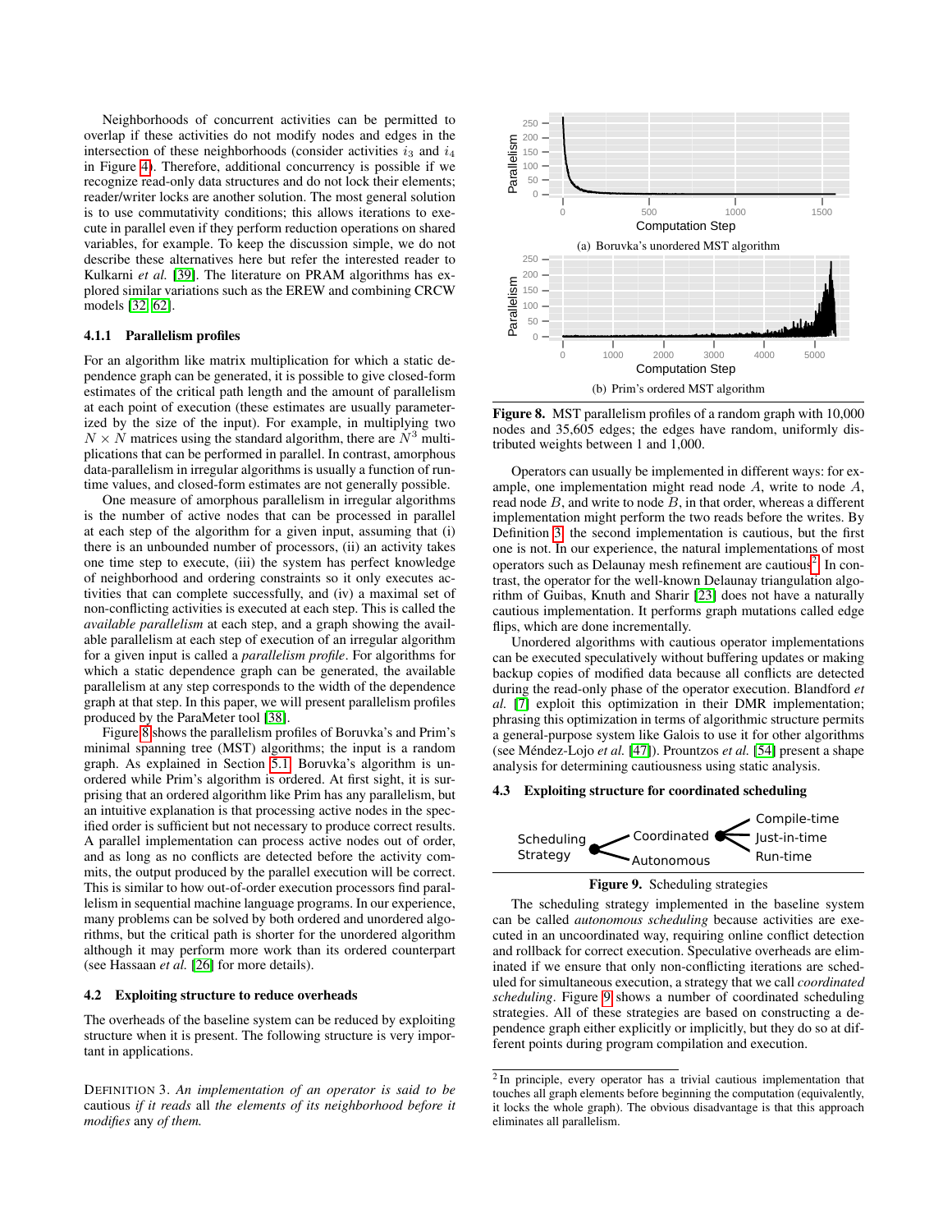Neighborhoods of concurrent activities can be permitted to overlap if these activities do not modify nodes and edges in the intersection of these neighborhoods (consider activities $i_3$ and $i_4$ in Figure 4). Therefore, additional concurrency is possible if we recognize read-only data structures and do not lock their elements; reader/writer locks are another solution. The most general solution is to use commutativity conditions; this allows iterations to execute in parallel even if they perform reduction operations on shared variables, for example. To keep the discussion simple, we do not describe these alternatives here but refer the interested reader to Kulkarni *et al.* [39]. The literature on PRAM algorithms has explored similar variations such as the EREW and combining CRCW models [32, 62].

#### 4.1.1 Parallelism profiles

For an algorithm like matrix multiplication for which a static dependence graph can be generated, it is possible to give closed-form estimates of the critical path length and the amount of parallelism at each point of execution (these estimates are usually parameterized by the size of the input). For example, in multiplying two $N \times N$ matrices using the standard algorithm, there are $N^3$ multiplications that can be performed in parallel. In contrast, amorphous data-parallelism in irregular algorithms is usually a function of runtime values, and closed-form estimates are not generally possible.

One measure of amorphous parallelism in irregular algorithms is the number of active nodes that can be processed in parallel at each step of the algorithm for a given input, assuming that (i) there is an unbounded number of processors, (ii) an activity takes one time step to execute, (iii) the system has perfect knowledge of neighborhood and ordering constraints so it only executes activities that can complete successfully, and (iv) a maximal set of non-conflicting activities is executed at each step. This is called the *available parallelism* at each step, and a graph showing the available parallelism at each step of execution of an irregular algorithm for a given input is called a *parallelism profile*. For algorithms for which a static dependence graph can be generated, the available parallelism at any step corresponds to the width of the dependence graph at that step. In this paper, we will present parallelism profiles produced by the ParaMeter tool [38].

Figure 8 shows the parallelism profiles of Boruvka's and Prim's minimal spanning tree (MST) algorithms; the input is a random graph. As explained in Section 5.1, Boruvka's algorithm is unordered while Prim's algorithm is ordered. At first sight, it is surprising that an ordered algorithm like Prim has any parallelism, but an intuitive explanation is that processing active nodes in the specified order is sufficient but not necessary to produce correct results. A parallel implementation can process active nodes out of order, and as long as no conflicts are detected before the activity commits, the output produced by the parallel execution will be correct. This is similar to how out-of-order execution processors find parallelism in sequential machine language programs. In our experience, many problems can be solved by both ordered and unordered algorithms, but the critical path is shorter for the unordered algorithm although it may perform more work than its ordered counterpart (see Hassaan *et al.* [26] for more details).

### 4.2 Exploiting structure to reduce overheads

The overheads of the baseline system can be reduced by exploiting structure when it is present. The following structure is very important in applications.

DEFINITION 3. *An implementation of an operator is said to be* cautious *if it reads* all *the elements of its neighborhood before it* modifies *any of them.*

(a) Boruvka's unordered MST algorithm

(b) Prim's ordered MST algorithm

**Figure 8.** MST parallelism profiles of a random graph with 10,000 nodes and 35,605 edges; the edges have random, uniformly distributed weights between 1 and 1,000.

Operators can usually be implemented in different ways: for example, one implementation might read node $A$, write to node $A$, read node $B$, and write to node $B$, in that order, whereas a different implementation might perform the two reads before the writes. By Definition 3, the second implementation is cautious, but the first one is not. In our experience, the natural implementations of most operators such as Delaunay mesh refinement are cautious[2]. In contrast, the operator for the well-known Delaunay triangulation algorithm of Guibas, Knuth and Sharir [23] does not have a naturally cautious implementation. It performs graph mutations called edge flips, which are done incrementally.

Unordered algorithms with cautious operator implementations can be executed speculatively without buffering updates or making backup copies of modified data because all conflicts are detected during the read-only phase of the operator execution. Blandford *et al.* [7] exploit this optimization in their DMR implementation; phrasing this optimization in terms of algorithmic structure permits a general-purpose system like Galois to use it for other algorithms (see Méndez-Lojo *et al.* [47]). Prountzos *et al.* [54] present a shape analysis for determining cautiousness using static analysis.

### 4.3 Exploiting structure for coordinated scheduling

Scheduling Strategy — Coordinated (Compile-time, Just-in-time, Run-time); Autonomous

**Figure 9.** Scheduling strategies

The scheduling strategy implemented in the baseline system can be called *autonomous scheduling* because activities are executed in an uncoordinated way, requiring online conflict detection and rollback for correct execution. Speculative overheads are eliminated if we ensure that only non-conflicting iterations are scheduled for simultaneous execution, a strategy that we call *coordinated scheduling*. Figure 9 shows a number of coordinated scheduling strategies. All of these strategies are based on constructing a dependence graph either explicitly or implicitly, but they do so at different points during program compilation and execution.

[2] In principle, every operator has a trivial cautious implementation that touches all graph elements before beginning the computation (equivalently, it locks the whole graph). The obvious disadvantage is that this approach eliminates all parallelism.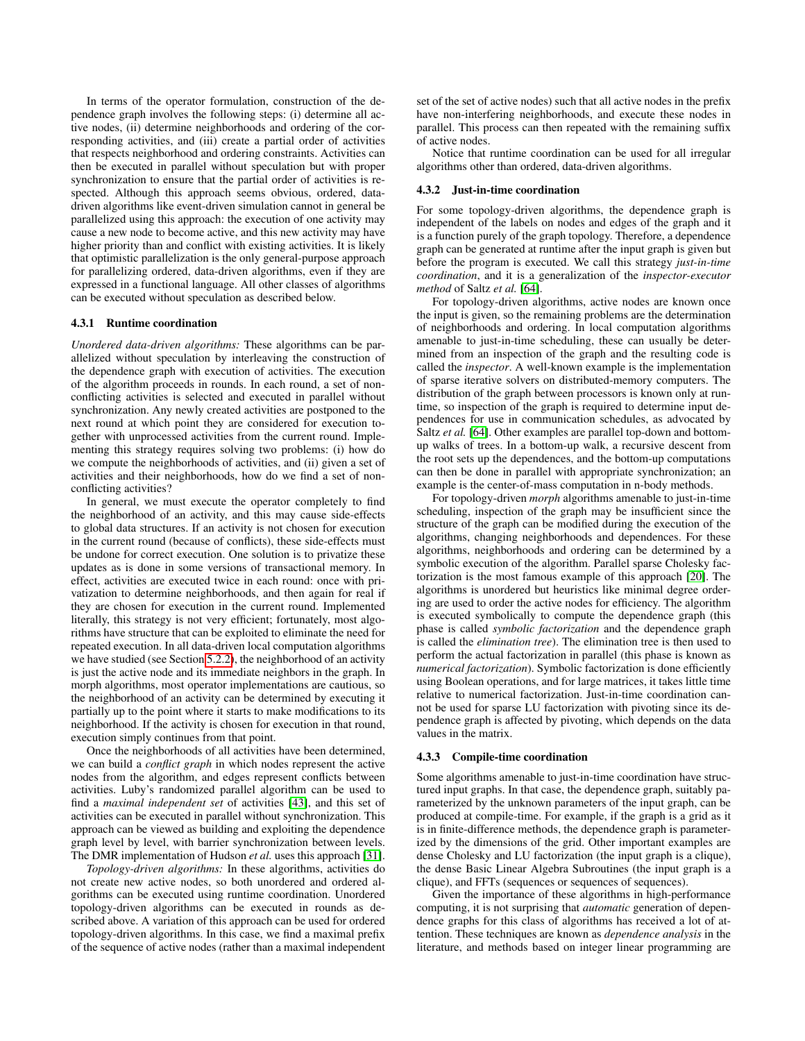In terms of the operator formulation, construction of the dependence graph involves the following steps: (i) determine all active nodes, (ii) determine neighborhoods and ordering of the corresponding activities, and (iii) create a partial order of activities that respects neighborhood and ordering constraints. Activities can then be executed in parallel without speculation but with proper synchronization to ensure that the partial order of activities is respected. Although this approach seems obvious, ordered, data-driven algorithms like event-driven simulation cannot in general be parallelized using this approach: the execution of one activity may cause a new node to become active, and this new activity may have higher priority than and conflict with existing activities. It is likely that optimistic parallelization is the only general-purpose approach for parallelizing ordered, data-driven algorithms, even if they are expressed in a functional language. All other classes of algorithms can be executed without speculation as described below.

#### 4.3.1 Runtime coordination

*Unordered data-driven algorithms:* These algorithms can be parallelized without speculation by interleaving the construction of the dependence graph with execution of activities. The execution of the algorithm proceeds in rounds. In each round, a set of non-conflicting activities is selected and executed in parallel without synchronization. Any newly created activities are postponed to the next round at which point they are considered for execution together with unprocessed activities from the current round. Implementing this strategy requires solving two problems: (i) how do we compute the neighborhoods of activities, and (ii) given a set of activities and their neighborhoods, how do we find a set of non-conflicting activities?

In general, we must execute the operator completely to find the neighborhood of an activity, and this may cause side-effects to global data structures. If an activity is not chosen for execution in the current round (because of conflicts), these side-effects must be undone for correct execution. One solution is to privatize these updates as is done in some versions of transactional memory. In effect, activities are executed twice in each round: once with privatization to determine neighborhoods, and then again for real if they are chosen for execution in the current round. Implemented literally, this strategy is not very efficient; fortunately, most algorithms have structure that can be exploited to eliminate the need for repeated execution. In all data-driven local computation algorithms we have studied (see Section 5.2.2), the neighborhood of an activity is just the active node and its immediate neighbors in the graph. In morph algorithms, most operator implementations are cautious, so the neighborhood of an activity can be determined by executing it partially up to the point where it starts to make modifications to its neighborhood. If the activity is chosen for execution in that round, execution simply continues from that point.

Once the neighborhoods of all activities have been determined, we can build a *conflict graph* in which nodes represent the active nodes from the algorithm, and edges represent conflicts between activities. Luby's randomized parallel algorithm can be used to find a *maximal independent set* of activities [43], and this set of activities can be executed in parallel without synchronization. This approach can be viewed as building and exploiting the dependence graph level by level, with barrier synchronization between levels. The DMR implementation of Hudson *et al.* uses this approach [31].

*Topology-driven algorithms:* In these algorithms, activities do not create new active nodes, so both unordered and ordered algorithms can be executed using runtime coordination. Unordered topology-driven algorithms can be executed in rounds as described above. A variation of this approach can be used for ordered topology-driven algorithms. In this case, we find a maximal prefix of the sequence of active nodes (rather than a maximal independent set of the set of active nodes) such that all active nodes in the prefix have non-interfering neighborhoods, and execute these nodes in parallel. This process can then repeated with the remaining suffix of active nodes.

Notice that runtime coordination can be used for all irregular algorithms other than ordered, data-driven algorithms.

#### 4.3.2 Just-in-time coordination

For some topology-driven algorithms, the dependence graph is independent of the labels on nodes and edges of the graph and it is a function purely of the graph topology. Therefore, a dependence graph can be generated at runtime after the input graph is given but before the program is executed. We call this strategy *just-in-time coordination*, and it is a generalization of the *inspector-executor method* of Saltz *et al.* [64].

For topology-driven algorithms, active nodes are known once the input is given, so the remaining problems are the determination of neighborhoods and ordering. In local computation algorithms amenable to just-in-time scheduling, these can usually be determined from an inspection of the graph and the resulting code is called the *inspector*. A well-known example is the implementation of sparse iterative solvers on distributed-memory computers. The distribution of the graph between processors is known only at runtime, so inspection of the graph is required to determine input dependences for use in communication schedules, as advocated by Saltz *et al.* [64]. Other examples are parallel top-down and bottom-up walks of trees. In a bottom-up walk, a recursive descent from the root sets up the dependences, and the bottom-up computations can then be done in parallel with appropriate synchronization; an example is the center-of-mass computation in n-body methods.

For topology-driven *morph* algorithms amenable to just-in-time scheduling, inspection of the graph may be insufficient since the structure of the graph can be modified during the execution of the algorithms, changing neighborhoods and dependences. For these algorithms, neighborhoods and ordering can be determined by a symbolic execution of the algorithm. Parallel sparse Cholesky factorization is the most famous example of this approach [20]. The algorithms is unordered but heuristics like minimal degree ordering are used to order the active nodes for efficiency. The algorithm is executed symbolically to compute the dependence graph (this phase is called *symbolic factorization* and the dependence graph is called the *elimination tree*). The elimination tree is then used to perform the actual factorization in parallel (this phase is known as *numerical factorization*). Symbolic factorization is done efficiently using Boolean operations, and for large matrices, it takes little time relative to numerical factorization. Just-in-time coordination cannot be used for sparse LU factorization with pivoting since its dependence graph is affected by pivoting, which depends on the data values in the matrix.

#### 4.3.3 Compile-time coordination

Some algorithms amenable to just-in-time coordination have structured input graphs. In that case, the dependence graph, suitably parameterized by the unknown parameters of the input graph, can be produced at compile-time. For example, if the graph is a grid as it is in finite-difference methods, the dependence graph is parameterized by the dimensions of the grid. Other important examples are dense Cholesky and LU factorization (the input graph is a clique), the dense Basic Linear Algebra Subroutines (the input graph is a clique), and FFTs (sequences or sequences of sequences).

Given the importance of these algorithms in high-performance computing, it is not surprising that *automatic* generation of dependence graphs for this class of algorithms has received a lot of attention. These techniques are known as *dependence analysis* in the literature, and methods based on integer linear programming are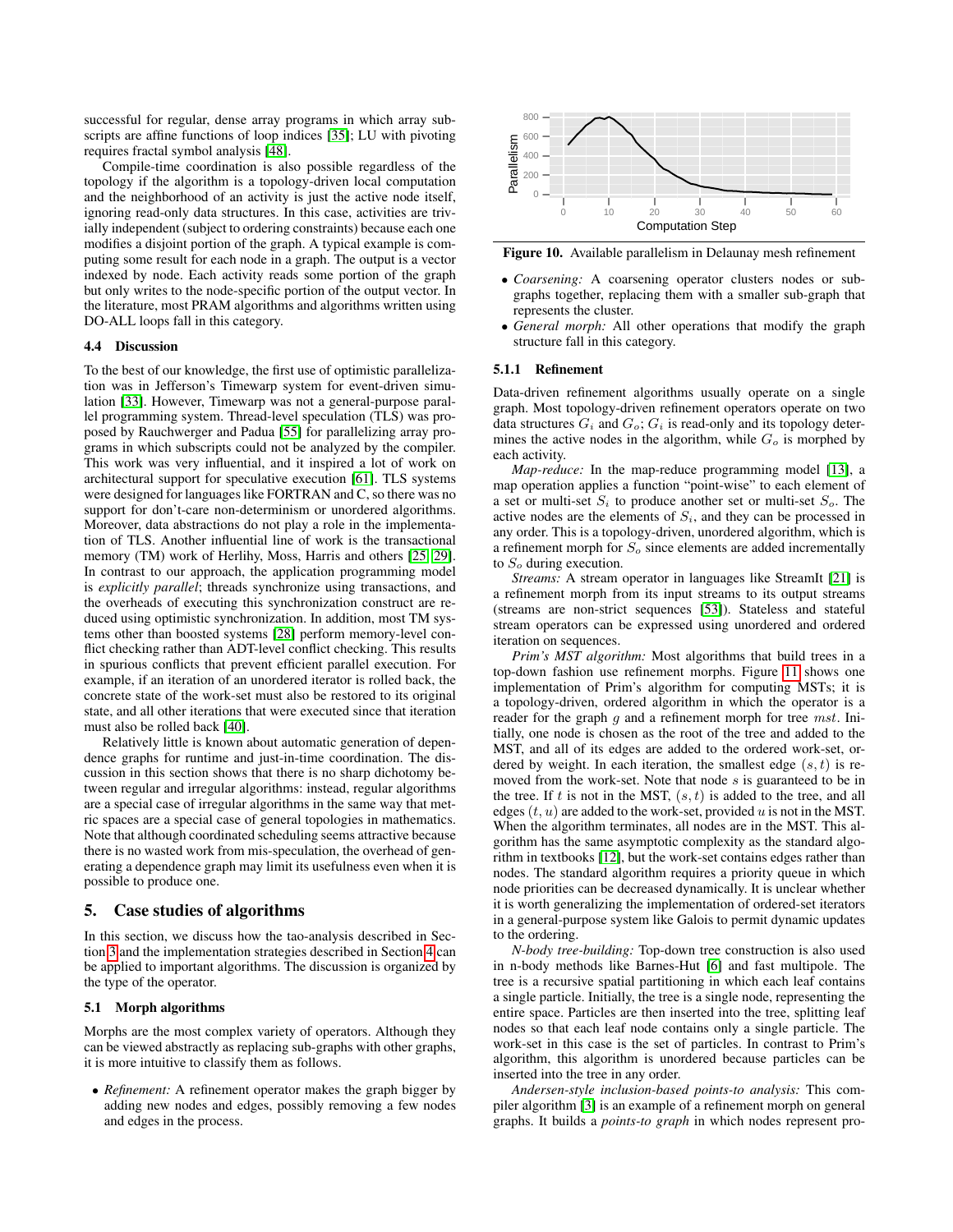successful for regular, dense array programs in which array subscripts are affine functions of loop indices [35]; LU with pivoting requires fractal symbol analysis [48].

Compile-time coordination is also possible regardless of the topology if the algorithm is a topology-driven local computation and the neighborhood of an activity is just the active node itself, ignoring read-only data structures. In this case, activities are trivially independent (subject to ordering constraints) because each one modifies a disjoint portion of the graph. A typical example is computing some result for each node in a graph. The output is a vector indexed by node. Each activity reads some portion of the graph but only writes to the node-specific portion of the output vector. In the literature, most PRAM algorithms and algorithms written using DO-ALL loops fall in this category.

### 4.4 Discussion

To the best of our knowledge, the first use of optimistic parallelization was in Jefferson's Timewarp system for event-driven simulation [33]. However, Timewarp was not a general-purpose parallel programming system. Thread-level speculation (TLS) was proposed by Rauchwerger and Padua [55] for parallelizing array programs in which subscripts could not be analyzed by the compiler. This work was very influential, and it inspired a lot of work on architectural support for speculative execution [61]. TLS systems were designed for languages like FORTRAN and C, so there was no support for don't-care non-determinism or unordered algorithms. Moreover, data abstractions do not play a role in the implementation of TLS. Another influential line of work is the transactional memory (TM) work of Herlihy, Moss, Harris and others [25, 29]. In contrast to our approach, the application programming model is *explicitly parallel*; threads synchronize using transactions, and the overheads of executing this synchronization construct are reduced using optimistic synchronization. In addition, most TM systems other than boosted systems [28] perform memory-level conflict checking rather than ADT-level conflict checking. This results in spurious conflicts that prevent efficient parallel execution. For example, if an iteration of an unordered iterator is rolled back, the concrete state of the work-set must also be restored to its original state, and all other iterations that were executed since that iteration must also be rolled back [40].

Relatively little is known about automatic generation of dependence graphs for runtime and just-in-time coordination. The discussion in this section shows that there is no sharp dichotomy between regular and irregular algorithms: instead, regular algorithms are a special case of irregular algorithms in the same way that metric spaces are a special case of general topologies in mathematics. Note that although coordinated scheduling seems attractive because there is no wasted work from mis-speculation, the overhead of generating a dependence graph may limit its usefulness even when it is possible to produce one.

## 5. Case studies of algorithms

In this section, we discuss how the tao-analysis described in Section 3 and the implementation strategies described in Section 4 can be applied to important algorithms. The discussion is organized by the type of the operator.

### 5.1 Morph algorithms

Morphs are the most complex variety of operators. Although they can be viewed abstractly as replacing sub-graphs with other graphs, it is more intuitive to classify them as follows.

- *Refinement:* A refinement operator makes the graph bigger by adding new nodes and edges, possibly removing a few nodes and edges in the process.
- *Coarsening:* A coarsening operator clusters nodes or sub-graphs together, replacing them with a smaller sub-graph that represents the cluster.
- *General morph:* All other operations that modify the graph structure fall in this category.

Parallelism

800
600
400
200
0

0 10 20 30 40 50 60

Computation Step

**Figure 10.** Available parallelism in Delaunay mesh refinement

#### 5.1.1 Refinement

Data-driven refinement algorithms usually operate on a single graph. Most topology-driven refinement operators operate on two data structures $G_i$ and $G_o$; $G_i$ is read-only and its topology determines the active nodes in the algorithm, while $G_o$ is morphed by each activity.

*Map-reduce:* In the map-reduce programming model [13], a map operation applies a function "point-wise" to each element of a set or multi-set $S_i$ to produce another set or multi-set $S_o$. The active nodes are the elements of $S_i$, and they can be processed in any order. This is a topology-driven, unordered algorithm, which is a refinement morph for $S_o$ since elements are added incrementally to $S_o$ during execution.

*Streams:* A stream operator in languages like StreamIt [21] is a refinement morph from its input streams to its output streams (streams are non-strict sequences [53]). Stateless and stateful stream operators can be expressed using unordered and ordered iteration on sequences.

*Prim's MST algorithm:* Most algorithms that build trees in a top-down fashion use refinement morphs. Figure 11 shows one implementation of Prim's algorithm for computing MSTs; it is a topology-driven, ordered algorithm in which the operator is a reader for the graph $g$ and a refinement morph for tree $mst$. Initially, one node is chosen as the root of the tree and added to the MST, and all of its edges are added to the ordered work-set, ordered by weight. In each iteration, the smallest edge $(s, t)$ is removed from the work-set. Note that node $s$ is guaranteed to be in the tree. If $t$ is not in the MST, $(s, t)$ is added to the tree, and all edges $(t, u)$ are added to the work-set, provided $u$ is not in the MST. When the algorithm terminates, all nodes are in the MST. This algorithm has the same asymptotic complexity as the standard algorithm in textbooks [12], but the work-set contains edges rather than nodes. The standard algorithm requires a priority queue in which node priorities can be decreased dynamically. It is unclear whether it is worth generalizing the implementation of ordered-set iterators in a general-purpose system like Galois to permit dynamic updates to the ordering.

*N-body tree-building:* Top-down tree construction is also used in n-body methods like Barnes-Hut [6] and fast multipole. The tree is a recursive spatial partitioning in which each leaf contains a single particle. Initially, the tree is a single node, representing the entire space. Particles are then inserted into the tree, splitting leaf nodes so that each leaf node contains only a single particle. The work-set in this case is the set of particles. In contrast to Prim's algorithm, this algorithm is unordered because particles can be inserted into the tree in any order.

*Andersen-style inclusion-based points-to analysis:* This compiler algorithm [3] is an example of a refinement morph on general graphs. It builds a *points-to graph* in which nodes represent pro-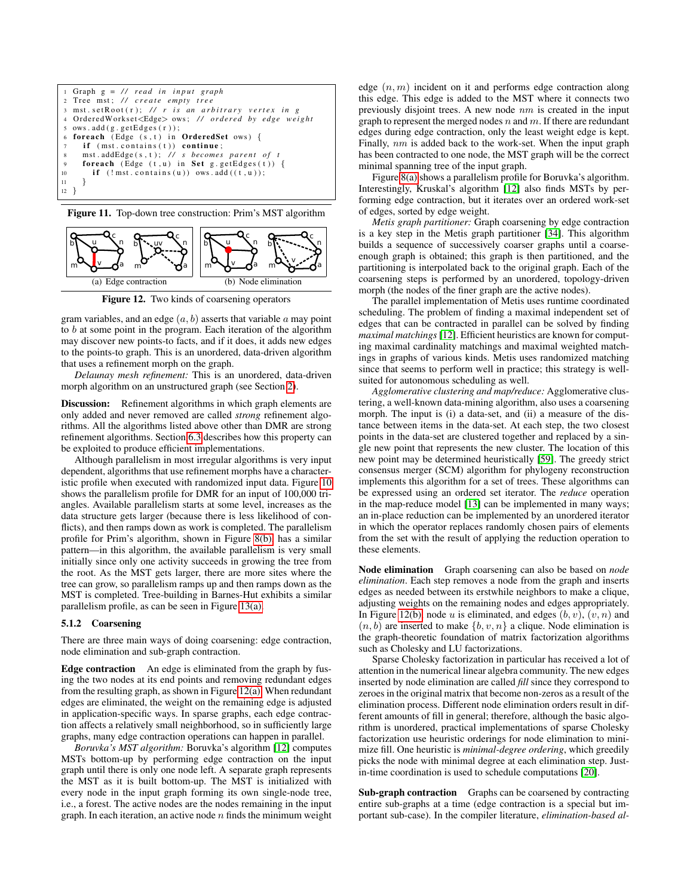```
1 Graph g = // read in input graph
2 Tree mst; // create empty tree
3 mst.setRoot(r); // r is an arbitrary vertex in g
4 OrderedWorkset<Edge> ows; // ordered by edge weight
5 ows.add(g.getEdges(r));
6 foreach (Edge (s,t) in OrderedSet ows) {
7   if (mst.contains(t)) continue;
8   mst.addEdge(s,t); // s becomes parent of t
9   foreach (Edge (t,u) in Set g.getEdges(t)) {
10    if (!mst.contains(u)) ows.add((t,u));
11  }
12 }
```

**Figure 11.** Top-down tree construction: Prim's MST algorithm

(a) Edge contraction (b) Node elimination

**Figure 12.** Two kinds of coarsening operators

gram variables, and an edge $(a, b)$ asserts that variable $a$ may point to $b$ at some point in the program. Each iteration of the algorithm may discover new points-to facts, and if it does, it adds new edges to the points-to graph. This is an unordered, data-driven algorithm that uses a refinement morph on the graph.

*Delaunay mesh refinement:* This is an unordered, data-driven morph algorithm on an unstructured graph (see Section 2).

**Discussion:** Refinement algorithms in which graph elements are only added and never removed are called *strong* refinement algorithms. All the algorithms listed above other than DMR are strong refinement algorithms. Section 6.3 describes how this property can be exploited to produce efficient implementations.

Although parallelism in most irregular algorithms is very input dependent, algorithms that use refinement morphs have a characteristic profile when executed with randomized input data. Figure 10 shows the parallelism profile for DMR for an input of 100,000 triangles. Available parallelism starts at some level, increases as the data structure gets larger (because there is less likelihood of conflicts), and then ramps down as work is completed. The parallelism profile for Prim's algorithm, shown in Figure 8(b), has a similar pattern—in this algorithm, the available parallelism is very small initially since only one activity succeeds in growing the tree from the root. As the MST gets larger, there are more sites where the tree can grow, so parallelism ramps up and then ramps down as the MST is completed. Tree-building in Barnes-Hut exhibits a similar parallelism profile, as can be seen in Figure 13(a).

### 5.1.2 Coarsening

There are three main ways of doing coarsening: edge contraction, node elimination and sub-graph contraction.

**Edge contraction** An edge is eliminated from the graph by fusing the two nodes at its end points and removing redundant edges from the resulting graph, as shown in Figure 12(a). When redundant edges are eliminated, the weight on the remaining edge is adjusted in application-specific ways. In sparse graphs, each edge contraction affects a relatively small neighborhood, so in sufficiently large graphs, many edge contraction operations can happen in parallel.

*Boruvka's MST algorithm:* Boruvka's algorithm [12] computes MSTs bottom-up by performing edge contraction on the input graph until there is only one node left. A separate graph represents the MST as it is built bottom-up. The MST is initialized with every node in the input graph forming its own single-node tree, i.e., a forest. The active nodes are the nodes remaining in the input graph. In each iteration, an active node $n$ finds the minimum weight edge $(n, m)$ incident on it and performs edge contraction along this edge. This edge is added to the MST where it connects two previously disjoint trees. A new node $nm$ is created in the input graph to represent the merged nodes $n$ and $m$. If there are redundant edges during edge contraction, only the least weight edge is kept. Finally, $nm$ is added back to the work-set. When the input graph has been contracted to one node, the MST graph will be the correct minimal spanning tree of the input graph.

Figure 8(a) shows a parallelism profile for Boruvka's algorithm. Interestingly, Kruskal's algorithm [12] also finds MSTs by performing edge contraction, but it iterates over an ordered work-set of edges, sorted by edge weight.

*Metis graph partitioner:* Graph coarsening by edge contraction is a key step in the Metis graph partitioner [34]. This algorithm builds a sequence of successively coarser graphs until a coarse-enough graph is obtained; this graph is then partitioned, and the partitioning is interpolated back to the original graph. Each of the coarsening steps is performed by an unordered, topology-driven morph (the nodes of the finer graph are the active nodes).

The parallel implementation of Metis uses runtime coordinated scheduling. The problem of finding a maximal independent set of edges that can be contracted in parallel can be solved by finding *maximal matchings* [12]. Efficient heuristics are known for computing maximal cardinality matchings and maximal weighted matchings in graphs of various kinds. Metis uses randomized matching since that seems to perform well in practice; this strategy is well-suited for autonomous scheduling as well.

*Agglomerative clustering and map/reduce:* Agglomerative clustering, a well-known data-mining algorithm, also uses a coarsening morph. The input is (i) a data-set, and (ii) a measure of the distance between items in the data-set. At each step, the two closest points in the data-set are clustered together and replaced by a single new point that represents the new cluster. The location of this new point may be determined heuristically [59]. The greedy strict consensus merger (SCM) algorithm for phylogeny reconstruction implements this algorithm for a set of trees. These algorithms can be expressed using an ordered set iterator. The *reduce* operation in the map-reduce model [13] can be implemented in many ways; an in-place reduction can be implemented by an unordered iterator in which the operator replaces randomly chosen pairs of elements from the set with the result of applying the reduction operation to these elements.

**Node elimination** Graph coarsening can also be based on *node elimination*. Each step removes a node from the graph and inserts edges as needed between its erstwhile neighbors to make a clique, adjusting weights on the remaining nodes and edges appropriately. In Figure 12(b), node $u$ is eliminated, and edges $(b, v)$, $(v, n)$ and $(n, b)$ are inserted to make $\{b, v, n\}$ a clique. Node elimination is the graph-theoretic foundation of matrix factorization algorithms such as Cholesky and LU factorizations.

Sparse Cholesky factorization in particular has received a lot of attention in the numerical linear algebra community. The new edges inserted by node elimination are called *fill* since they correspond to zeroes in the original matrix that become non-zeros as a result of the elimination process. Different node elimination orders result in different amounts of fill in general; therefore, although the basic algorithm is unordered, practical implementations of sparse Cholesky factorization use heuristic orderings for node elimination to minimize fill. One heuristic is *minimal-degree ordering*, which greedily picks the node with minimal degree at each elimination step. Just-in-time coordination is used to schedule computations [20].

**Sub-graph contraction** Graphs can be coarsened by contracting entire sub-graphs at a time (edge contraction is a special but important sub-case). In the compiler literature, *elimination-based al-*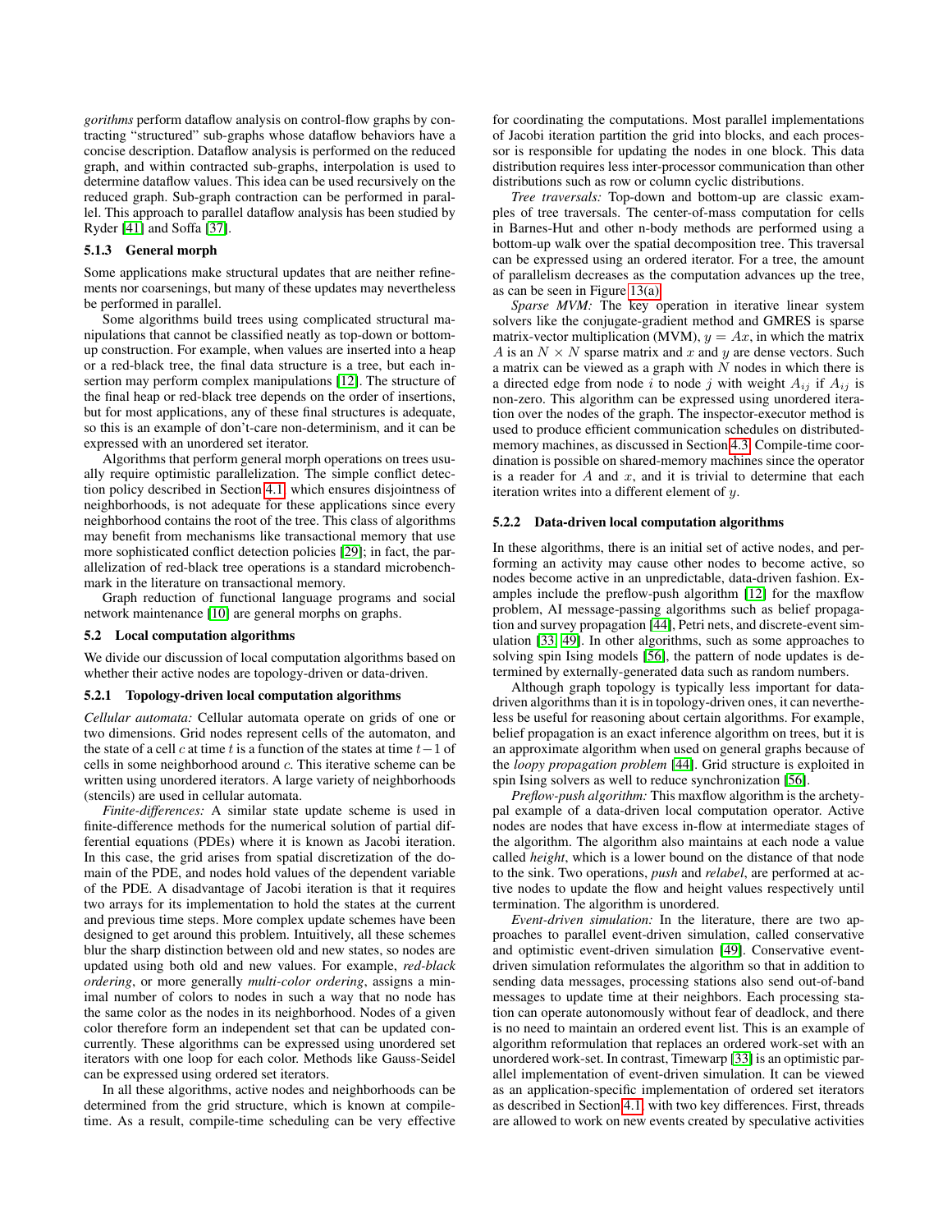*gorithms* perform dataflow analysis on control-flow graphs by contracting "structured" sub-graphs whose dataflow behaviors have a concise description. Dataflow analysis is performed on the reduced graph, and within contracted sub-graphs, interpolation is used to determine dataflow values. This idea can be used recursively on the reduced graph. Sub-graph contraction can be performed in parallel. This approach to parallel dataflow analysis has been studied by Ryder [41] and Soffa [37].

### 5.1.3 General morph

Some applications make structural updates that are neither refinements nor coarsenings, but many of these updates may nevertheless be performed in parallel.

Some algorithms build trees using complicated structural manipulations that cannot be classified neatly as top-down or bottom-up construction. For example, when values are inserted into a heap or a red-black tree, the final data structure is a tree, but each insertion may perform complex manipulations [12]. The structure of the final heap or red-black tree depends on the order of insertions, but for most applications, any of these final structures is adequate, so this is an example of don't-care non-determinism, and it can be expressed with an unordered set iterator.

Algorithms that perform general morph operations on trees usually require optimistic parallelization. The simple conflict detection policy described in Section 4.1, which ensures disjointness of neighborhoods, is not adequate for these applications since every neighborhood contains the root of the tree. This class of algorithms may benefit from mechanisms like transactional memory that use more sophisticated conflict detection policies [29]; in fact, the parallelization of red-black tree operations is a standard microbenchmark in the literature on transactional memory.

Graph reduction of functional language programs and social network maintenance [10] are general morphs on graphs.

## 5.2 Local computation algorithms

We divide our discussion of local computation algorithms based on whether their active nodes are topology-driven or data-driven.

### 5.2.1 Topology-driven local computation algorithms

*Cellular automata:* Cellular automata operate on grids of one or two dimensions. Grid nodes represent cells of the automaton, and the state of a cell $c$ at time $t$ is a function of the states at time $t-1$ of cells in some neighborhood around $c$. This iterative scheme can be written using unordered iterators. A large variety of neighborhoods (stencils) are used in cellular automata.

*Finite-differences:* A similar state update scheme is used in finite-difference methods for the numerical solution of partial differential equations (PDEs) where it is known as Jacobi iteration. In this case, the grid arises from spatial discretization of the domain of the PDE, and nodes hold values of the dependent variable of the PDE. A disadvantage of Jacobi iteration is that it requires two arrays for its implementation to hold the states at the current and previous time steps. More complex update schemes have been designed to get around this problem. Intuitively, all these schemes blur the sharp distinction between old and new states, so nodes are updated using both old and new values. For example, *red-black ordering*, or more generally *multi-color ordering*, assigns a minimal number of colors to nodes in such a way that no node has the same color as the nodes in its neighborhood. Nodes of a given color therefore form an independent set that can be updated concurrently. These algorithms can be expressed using unordered set iterators with one loop for each color. Methods like Gauss-Seidel can be expressed using ordered set iterators.

In all these algorithms, active nodes and neighborhoods can be determined from the grid structure, which is known at compile-time. As a result, compile-time scheduling can be very effective for coordinating the computations. Most parallel implementations of Jacobi iteration partition the grid into blocks, and each processor is responsible for updating the nodes in one block. This data distribution requires less inter-processor communication than other distributions such as row or column cyclic distributions.

*Tree traversals:* Top-down and bottom-up are classic examples of tree traversals. The center-of-mass computation for cells in Barnes-Hut and other n-body methods are performed using a bottom-up walk over the spatial decomposition tree. This traversal can be expressed using an ordered iterator. For a tree, the amount of parallelism decreases as the computation advances up the tree, as can be seen in Figure 13(a).

*Sparse MVM:* The key operation in iterative linear system solvers like the conjugate-gradient method and GMRES is sparse matrix-vector multiplication (MVM), $y = Ax$, in which the matrix $A$ is an $N \times N$ sparse matrix and $x$ and $y$ are dense vectors. Such a matrix can be viewed as a graph with $N$ nodes in which there is a directed edge from node $i$ to node $j$ with weight $A_{ij}$ if $A_{ij}$ is non-zero. This algorithm can be expressed using unordered iteration over the nodes of the graph. The inspector-executor method is used to produce efficient communication schedules on distributed-memory machines, as discussed in Section 4.3. Compile-time coordination is possible on shared-memory machines since the operator is a reader for $A$ and $x$, and it is trivial to determine that each iteration writes into a different element of $y$.

### 5.2.2 Data-driven local computation algorithms

In these algorithms, there is an initial set of active nodes, and performing an activity may cause other nodes to become active, so nodes become active in an unpredictable, data-driven fashion. Examples include the preflow-push algorithm [12] for the maxflow problem, AI message-passing algorithms such as belief propagation and survey propagation [44], Petri nets, and discrete-event simulation [33, 49]. In other algorithms, such as some approaches to solving spin Ising models [56], the pattern of node updates is determined by externally-generated data such as random numbers.

Although graph topology is typically less important for data-driven algorithms than it is in topology-driven ones, it can nevertheless be useful for reasoning about certain algorithms. For example, belief propagation is an exact inference algorithm on trees, but it is an approximate algorithm when used on general graphs because of the *loopy propagation problem* [44]. Grid structure is exploited in spin Ising solvers as well to reduce synchronization [56].

*Preflow-push algorithm:* This maxflow algorithm is the archetypal example of a data-driven local computation operator. Active nodes are nodes that have excess in-flow at intermediate stages of the algorithm. The algorithm also maintains at each node a value called *height*, which is a lower bound on the distance of that node to the sink. Two operations, *push* and *relabel*, are performed at active nodes to update the flow and height values respectively until termination. The algorithm is unordered.

*Event-driven simulation:* In the literature, there are two approaches to parallel event-driven simulation, called conservative and optimistic event-driven simulation [49]. Conservative event-driven simulation reformulates the algorithm so that in addition to sending data messages, processing stations also send out-of-band messages to update time at their neighbors. Each processing station can operate autonomously without fear of deadlock, and there is no need to maintain an ordered event list. This is an example of algorithm reformulation that replaces an ordered work-set with an unordered work-set. In contrast, Timewarp [33] is an optimistic parallel implementation of event-driven simulation. It can be viewed as an application-specific implementation of ordered set iterators as described in Section 4.1 with two key differences. First, threads are allowed to work on new events created by speculative activities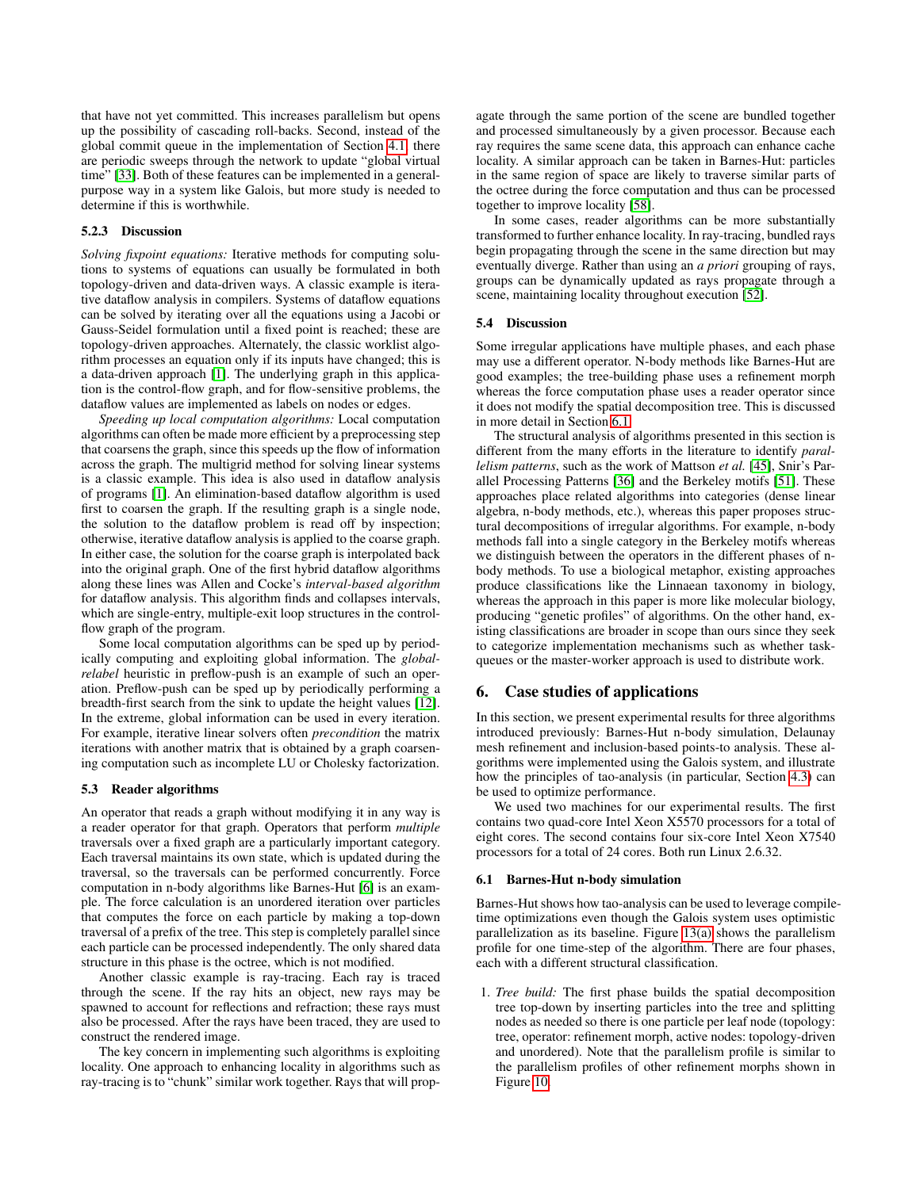that have not yet committed. This increases parallelism but opens up the possibility of cascading roll-backs. Second, instead of the global commit queue in the implementation of Section 4.1, there are periodic sweeps through the network to update "global virtual time" [33]. Both of these features can be implemented in a general-purpose way in a system like Galois, but more study is needed to determine if this is worthwhile.

#### 5.2.3 Discussion

*Solving fixpoint equations:* Iterative methods for computing solutions to systems of equations can usually be formulated in both topology-driven and data-driven ways. A classic example is iterative dataflow analysis in compilers. Systems of dataflow equations can be solved by iterating over all the equations using a Jacobi or Gauss-Seidel formulation until a fixed point is reached; these are topology-driven approaches. Alternately, the classic worklist algorithm processes an equation only if its inputs have changed; this is a data-driven approach [1]. The underlying graph in this application is the control-flow graph, and for flow-sensitive problems, the dataflow values are implemented as labels on nodes or edges.

*Speeding up local computation algorithms:* Local computation algorithms can often be made more efficient by a preprocessing step that coarsens the graph, since this speeds up the flow of information across the graph. The multigrid method for solving linear systems is a classic example. This idea is also used in dataflow analysis of programs [1]. An elimination-based dataflow algorithm is used first to coarsen the graph. If the resulting graph is a single node, the solution to the dataflow problem is read off by inspection; otherwise, iterative dataflow analysis is applied to the coarse graph. In either case, the solution for the coarse graph is interpolated back into the original graph. One of the first hybrid dataflow algorithms along these lines was Allen and Cocke's *interval-based algorithm* for dataflow analysis. This algorithm finds and collapses intervals, which are single-entry, multiple-exit loop structures in the control-flow graph of the program.

Some local computation algorithms can be sped up by periodically computing and exploiting global information. The *global-relabel* heuristic in preflow-push is an example of such an operation. Preflow-push can be sped up by periodically performing a breadth-first search from the sink to update the height values [12]. In the extreme, global information can be used in every iteration. For example, iterative linear solvers often *precondition* the matrix iterations with another matrix that is obtained by a graph coarsening computation such as incomplete LU or Cholesky factorization.

### 5.3 Reader algorithms

An operator that reads a graph without modifying it in any way is a reader operator for that graph. Operators that perform *multiple* traversals over a fixed graph are a particularly important category. Each traversal maintains its own state, which is updated during the traversal, so the traversals can be performed concurrently. Force computation in n-body algorithms like Barnes-Hut [6] is an example. The force calculation is an unordered iteration over particles that computes the force on each particle by making a top-down traversal of a prefix of the tree. This step is completely parallel since each particle can be processed independently. The only shared data structure in this phase is the octree, which is not modified.

Another classic example is ray-tracing. Each ray is traced through the scene. If the ray hits an object, new rays may be spawned to account for reflections and refraction; these rays must also be processed. After the rays have been traced, they are used to construct the rendered image.

The key concern in implementing such algorithms is exploiting locality. One approach to enhancing locality in algorithms such as ray-tracing is to "chunk" similar work together. Rays that will propagate through the same portion of the scene are bundled together and processed simultaneously by a given processor. Because each ray requires the same scene data, this approach can enhance cache locality. A similar approach can be taken in Barnes-Hut: particles in the same region of space are likely to traverse similar parts of the octree during the force computation and thus can be processed together to improve locality [58].

In some cases, reader algorithms can be more substantially transformed to further enhance locality. In ray-tracing, bundled rays begin propagating through the scene in the same direction but may eventually diverge. Rather than using an *a priori* grouping of rays, groups can be dynamically updated as rays propagate through a scene, maintaining locality throughout execution [52].

### 5.4 Discussion

Some irregular applications have multiple phases, and each phase may use a different operator. N-body methods like Barnes-Hut are good examples; the tree-building phase uses a refinement morph whereas the force computation phase uses a reader operator since it does not modify the spatial decomposition tree. This is discussed in more detail in Section 6.1.

The structural analysis of algorithms presented in this section is different from the many efforts in the literature to identify *parallelism patterns*, such as the work of Mattson *et al.* [45], Snir's Parallel Processing Patterns [36] and the Berkeley motifs [51]. These approaches place related algorithms into categories (dense linear algebra, n-body methods, etc.), whereas this paper proposes structural decompositions of irregular algorithms. For example, n-body methods fall into a single category in the Berkeley motifs whereas we distinguish between the operators in the different phases of n-body methods. To use a biological metaphor, existing approaches produce classifications like the Linnaean taxonomy in biology, whereas the approach in this paper is more like molecular biology, producing "genetic profiles" of algorithms. On the other hand, existing classifications are broader in scope than ours since they seek to categorize implementation mechanisms such as whether task-queues or the master-worker approach is used to distribute work.

## 6. Case studies of applications

In this section, we present experimental results for three algorithms introduced previously: Barnes-Hut n-body simulation, Delaunay mesh refinement and inclusion-based points-to analysis. These algorithms were implemented using the Galois system, and illustrate how the principles of tao-analysis (in particular, Section 4.3) can be used to optimize performance.

We used two machines for our experimental results. The first contains two quad-core Intel Xeon X5570 processors for a total of eight cores. The second contains four six-core Intel Xeon X7540 processors for a total of 24 cores. Both run Linux 2.6.32.

### 6.1 Barnes-Hut n-body simulation

Barnes-Hut shows how tao-analysis can be used to leverage compile-time optimizations even though the Galois system uses optimistic parallelization as its baseline. Figure 13(a) shows the parallelism profile for one time-step of the algorithm. There are four phases, each with a different structural classification.

1. *Tree build:* The first phase builds the spatial decomposition tree top-down by inserting particles into the tree and splitting nodes as needed so there is one particle per leaf node (topology: tree, operator: refinement morph, active nodes: topology-driven and unordered). Note that the parallelism profile is similar to the parallelism profiles of other refinement morphs shown in Figure 10.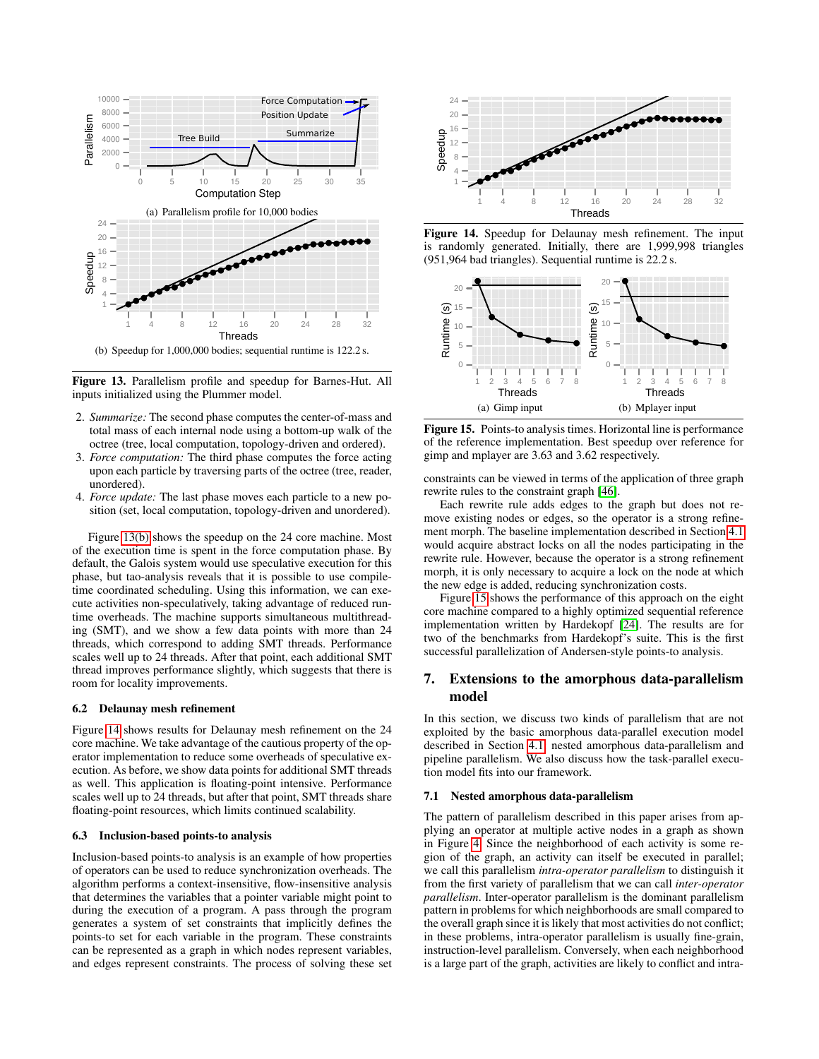(a) Parallelism profile for 10,000 bodies

(b) Speedup for 1,000,000 bodies; sequential runtime is 122.2 s.

**Figure 13.** Parallelism profile and speedup for Barnes-Hut. All inputs initialized using the Plummer model.

2. *Summarize:* The second phase computes the center-of-mass and total mass of each internal node using a bottom-up walk of the octree (tree, local computation, topology-driven and ordered).
3. *Force computation:* The third phase computes the force acting upon each particle by traversing parts of the octree (tree, reader, unordered).
4. *Force update:* The last phase moves each particle to a new position (set, local computation, topology-driven and unordered).

Figure 13(b) shows the speedup on the 24 core machine. Most of the execution time is spent in the force computation phase. By default, the Galois system would use speculative execution for this phase, but tao-analysis reveals that it is possible to use compile-time coordinated scheduling. Using this information, we can execute activities non-speculatively, taking advantage of reduced runtime overheads. The machine supports simultaneous multithreading (SMT), and we show a few data points with more than 24 threads, which correspond to adding SMT threads. Performance scales well up to 24 threads. After that point, each additional SMT thread improves performance slightly, which suggests that there is room for locality improvements.

### 6.2 Delaunay mesh refinement

Figure 14 shows results for Delaunay mesh refinement on the 24 core machine. We take advantage of the cautious property of the operator implementation to reduce some overheads of speculative execution. As before, we show data points for additional SMT threads as well. This application is floating-point intensive. Performance scales well up to 24 threads, but after that point, SMT threads share floating-point resources, which limits continued scalability.

### 6.3 Inclusion-based points-to analysis

Inclusion-based points-to analysis is an example of how properties of operators can be used to reduce synchronization overheads. The algorithm performs a context-insensitive, flow-insensitive analysis that determines the variables that a pointer variable might point to during the execution of a program. A pass through the program generates a system of set constraints that implicitly defines the points-to set for each variable in the program. These constraints can be represented as a graph in which nodes represent variables, and edges represent constraints. The process of solving these set constraints can be viewed in terms of the application of three graph rewrite rules to the constraint graph [46].

**Figure 14.** Speedup for Delaunay mesh refinement. The input is randomly generated. Initially, there are 1,999,998 triangles (951,964 bad triangles). Sequential runtime is 22.2 s.

(a) Gimp input

(b) Mplayer input

**Figure 15.** Points-to analysis times. Horizontal line is performance of the reference implementation. Best speedup over reference for gimp and mplayer are 3.63 and 3.62 respectively.

Each rewrite rule adds edges to the graph but does not remove existing nodes or edges, so the operator is a strong refinement morph. The baseline implementation described in Section 4.1 would acquire abstract locks on all the nodes participating in the rewrite rule. However, because the operator is a strong refinement morph, it is only necessary to acquire a lock on the node at which the new edge is added, reducing synchronization costs.

Figure 15 shows the performance of this approach on the eight core machine compared to a highly optimized sequential reference implementation written by Hardekopf [24]. The results are for two of the benchmarks from Hardekopf's suite. This is the first successful parallelization of Andersen-style points-to analysis.

## 7. Extensions to the amorphous data-parallelism model

In this section, we discuss two kinds of parallelism that are not exploited by the basic amorphous data-parallel execution model described in Section 4.1: nested amorphous data-parallelism and pipeline parallelism. We also discuss how the task-parallel execution model fits into our framework.

### 7.1 Nested amorphous data-parallelism

The pattern of parallelism described in this paper arises from applying an operator at multiple active nodes in a graph as shown in Figure 4. Since the neighborhood of each activity is some region of the graph, an activity can itself be executed in parallel; we call this parallelism *intra-operator parallelism* to distinguish it from the first variety of parallelism that we can call *inter-operator parallelism*. Inter-operator parallelism is the dominant parallelism pattern in problems for which neighborhoods are small compared to the overall graph since it is likely that most activities do not conflict; in these problems, intra-operator parallelism is usually fine-grain, instruction-level parallelism. Conversely, when each neighborhood is a large part of the graph, activities are likely to conflict and intra-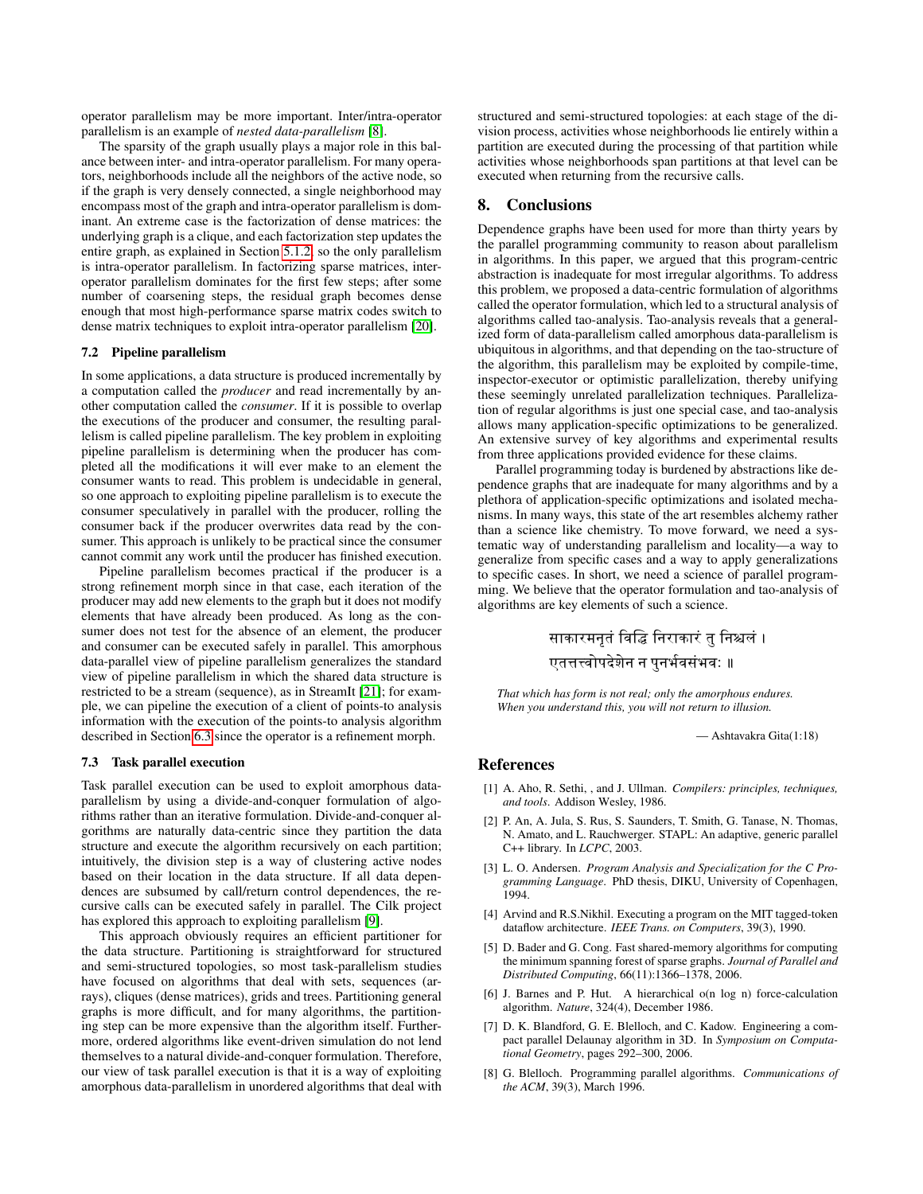operator parallelism may be more important. Inter/intra-operator parallelism is an example of *nested data-parallelism* [8].

The sparsity of the graph usually plays a major role in this balance between inter- and intra-operator parallelism. For many operators, neighborhoods include all the neighbors of the active node, so if the graph is very densely connected, a single neighborhood may encompass most of the graph and intra-operator parallelism is dominant. An extreme case is the factorization of dense matrices: the underlying graph is a clique, and each factorization step updates the entire graph, as explained in Section 5.1.2, so the only parallelism is intra-operator parallelism. In factorizing sparse matrices, inter-operator parallelism dominates for the first few steps; after some number of coarsening steps, the residual graph becomes dense enough that most high-performance sparse matrix codes switch to dense matrix techniques to exploit intra-operator parallelism [20].

### 7.2 Pipeline parallelism

In some applications, a data structure is produced incrementally by a computation called the *producer* and read incrementally by another computation called the *consumer*. If it is possible to overlap the executions of the producer and consumer, the resulting parallelism is called pipeline parallelism. The key problem in exploiting pipeline parallelism is determining when the producer has completed all the modifications it will ever make to an element the consumer wants to read. This problem is undecidable in general, so one approach to exploiting pipeline parallelism is to execute the consumer speculatively in parallel with the producer, rolling the consumer back if the producer overwrites data read by the consumer. This approach is unlikely to be practical since the consumer cannot commit any work until the producer has finished execution.

Pipeline parallelism becomes practical if the producer is a strong refinement morph since in that case, each iteration of the producer may add new elements to the graph but it does not modify elements that have already been produced. As long as the consumer does not test for the absence of an element, the producer and consumer can be executed safely in parallel. This amorphous data-parallel view of pipeline parallelism generalizes the standard view of pipeline parallelism in which the shared data structure is restricted to be a stream (sequence), as in StreamIt [21]; for example, we can pipeline the execution of a client of points-to analysis information with the execution of the points-to analysis algorithm described in Section 6.3 since the operator is a refinement morph.

### 7.3 Task parallel execution

Task parallel execution can be used to exploit amorphous data-parallelism by using a divide-and-conquer formulation of algorithms rather than an iterative formulation. Divide-and-conquer algorithms are naturally data-centric since they partition the data structure and execute the algorithm recursively on each partition; intuitively, the division step is a way of clustering active nodes based on their location in the data structure. If all data dependences are subsumed by call/return control dependences, the recursive calls can be executed safely in parallel. The Cilk project has explored this approach to exploiting parallelism [9].

This approach obviously requires an efficient partitioner for the data structure. Partitioning is straightforward for structured and semi-structured topologies, so most task-parallelism studies have focused on algorithms that deal with sets, sequences (arrays), cliques (dense matrices), grids and trees. Partitioning general graphs is more difficult, and for many algorithms, the partitioning step can be more expensive than the algorithm itself. Furthermore, ordered algorithms like event-driven simulation do not lend themselves to a natural divide-and-conquer formulation. Therefore, our view of task parallel execution is that it is a way of exploiting amorphous data-parallelism in unordered algorithms that deal with structured and semi-structured topologies: at each stage of the division process, activities whose neighborhoods lie entirely within a partition are executed during the processing of that partition while activities whose neighborhoods span partitions at that level can be executed when returning from the recursive calls.

## 8. Conclusions

Dependence graphs have been used for more than thirty years by the parallel programming community to reason about parallelism in algorithms. In this paper, we argued that this program-centric abstraction is inadequate for most irregular algorithms. To address this problem, we proposed a data-centric formulation of algorithms called the operator formulation, which led to a structural analysis of algorithms called tao-analysis. Tao-analysis reveals that a generalized form of data-parallelism called amorphous data-parallelism is ubiquitous in algorithms, and that depending on the tao-structure of the algorithm, this parallelism may be exploited by compile-time, inspector-executor or optimistic parallelization, thereby unifying these seemingly unrelated parallelization techniques. Parallelization of regular algorithms is just one special case, and tao-analysis allows many application-specific optimizations to be generalized. An extensive survey of key algorithms and experimental results from three applications provided evidence for these claims.

Parallel programming today is burdened by abstractions like dependence graphs that are inadequate for many algorithms and by a plethora of application-specific optimizations and isolated mechanisms. In many ways, this state of the art resembles alchemy rather than a science like chemistry. To move forward, we need a systematic way of understanding parallelism and locality—a way to generalize from specific cases and a way to apply generalizations to specific cases. In short, we need a science of parallel programming. We believe that the operator formulation and tao-analysis of algorithms are key elements of such a science.

साकारमनृतं विद्धि निराकारं तु निश्चलं ।
एतत्तत्त्वोपदेशेन न पुनर्भवसंभवः ॥

*That which has form is not real; only the amorphous endures.*
*When you understand this, you will not return to illusion.*

— Ashtavakra Gita(1:18)

## References

[1] A. Aho, R. Sethi, , and J. Ullman. *Compilers: principles, techniques, and tools*. Addison Wesley, 1986.

[2] P. An, A. Jula, S. Rus, S. Saunders, T. Smith, G. Tanase, N. Thomas, N. Amato, and L. Rauchwerger. STAPL: An adaptive, generic parallel C++ library. In *LCPC*, 2003.

[3] L. O. Andersen. *Program Analysis and Specialization for the C Programming Language*. PhD thesis, DIKU, University of Copenhagen, 1994.

[4] Arvind and R.S.Nikhil. Executing a program on the MIT tagged-token dataflow architecture. *IEEE Trans. on Computers*, 39(3), 1990.

[5] D. Bader and G. Cong. Fast shared-memory algorithms for computing the minimum spanning forest of sparse graphs. *Journal of Parallel and Distributed Computing*, 66(11):1366–1378, 2006.

[6] J. Barnes and P. Hut. A hierarchical o(n log n) force-calculation algorithm. *Nature*, 324(4), December 1986.

[7] D. K. Blandford, G. E. Blelloch, and C. Kadow. Engineering a compact parallel Delaunay algorithm in 3D. In *Symposium on Computational Geometry*, pages 292–300, 2006.

[8] G. Blelloch. Programming parallel algorithms. *Communications of the ACM*, 39(3), March 1996.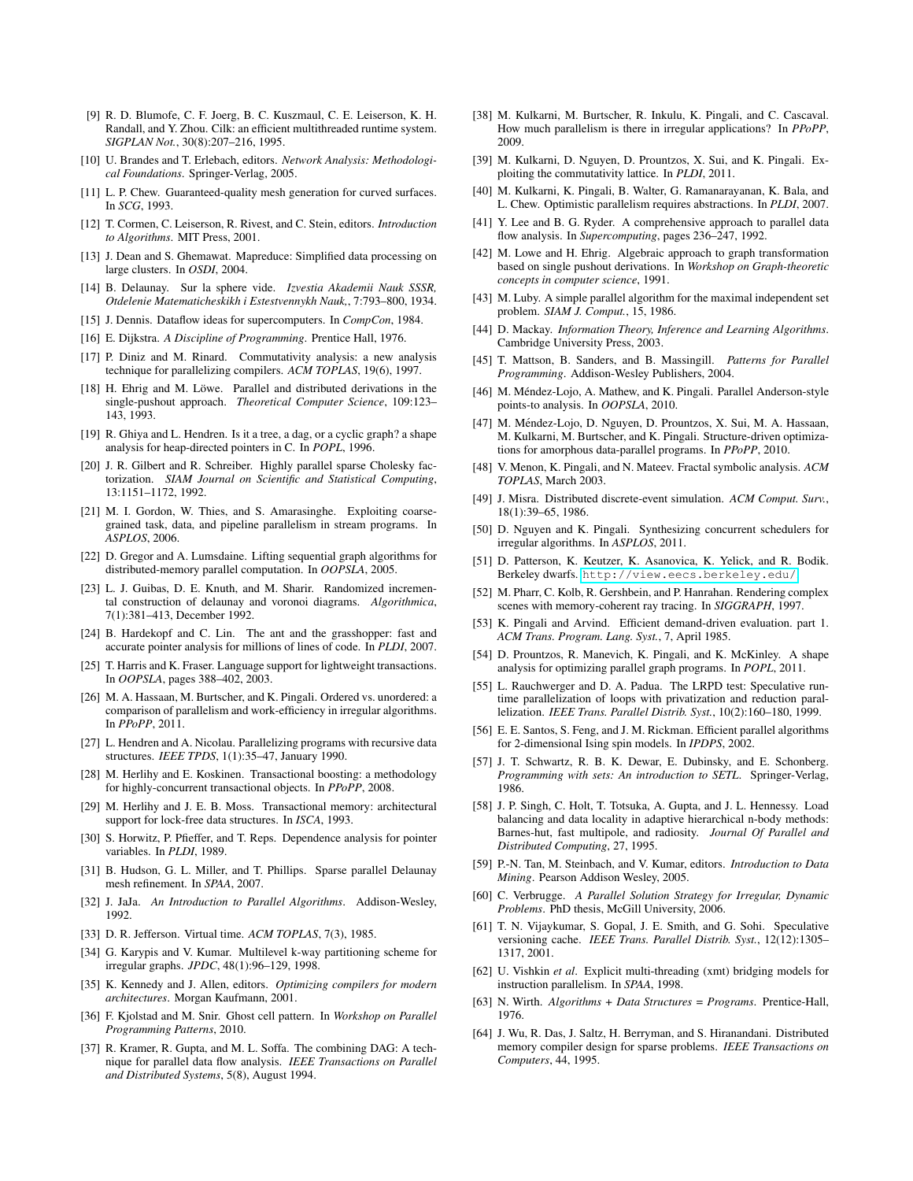[9] R. D. Blumofe, C. F. Joerg, B. C. Kuszmaul, C. E. Leiserson, K. H. Randall, and Y. Zhou. Cilk: an efficient multithreaded runtime system. *SIGPLAN Not.*, 30(8):207–216, 1995.

[10] U. Brandes and T. Erlebach, editors. *Network Analysis: Methodological Foundations*. Springer-Verlag, 2005.

[11] L. P. Chew. Guaranteed-quality mesh generation for curved surfaces. In *SCG*, 1993.

[12] T. Cormen, C. Leiserson, R. Rivest, and C. Stein, editors. *Introduction to Algorithms*. MIT Press, 2001.

[13] J. Dean and S. Ghemawat. Mapreduce: Simplified data processing on large clusters. In *OSDI*, 2004.

[14] B. Delaunay. Sur la sphere vide. *Izvestia Akademii Nauk SSSR, Otdelenie Matematicheskikh i Estestvennykh Nauk,*, 7:793–800, 1934.

[15] J. Dennis. Dataflow ideas for supercomputers. In *CompCon*, 1984.

[16] E. Dijkstra. *A Discipline of Programming*. Prentice Hall, 1976.

[17] P. Diniz and M. Rinard. Commutativity analysis: a new analysis technique for parallelizing compilers. *ACM TOPLAS*, 19(6), 1997.

[18] H. Ehrig and M. Löwe. Parallel and distributed derivations in the single-pushout approach. *Theoretical Computer Science*, 109:123–143, 1993.

[19] R. Ghiya and L. Hendren. Is it a tree, a dag, or a cyclic graph? a shape analysis for heap-directed pointers in C. In *POPL*, 1996.

[20] J. R. Gilbert and R. Schreiber. Highly parallel sparse Cholesky factorization. *SIAM Journal on Scientific and Statistical Computing*, 13:1151–1172, 1992.

[21] M. I. Gordon, W. Thies, and S. Amarasinghe. Exploiting coarse-grained task, data, and pipeline parallelism in stream programs. In *ASPLOS*, 2006.

[22] D. Gregor and A. Lumsdaine. Lifting sequential graph algorithms for distributed-memory parallel computation. In *OOPSLA*, 2005.

[23] L. J. Guibas, D. E. Knuth, and M. Sharir. Randomized incremental construction of delaunay and voronoi diagrams. *Algorithmica*, 7(1):381–413, December 1992.

[24] B. Hardekopf and C. Lin. The ant and the grasshopper: fast and accurate pointer analysis for millions of lines of code. In *PLDI*, 2007.

[25] T. Harris and K. Fraser. Language support for lightweight transactions. In *OOPSLA*, pages 388–402, 2003.

[26] M. A. Hassaan, M. Burtscher, and K. Pingali. Ordered vs. unordered: a comparison of parallelism and work-efficiency in irregular algorithms. In *PPoPP*, 2011.

[27] L. Hendren and A. Nicolau. Parallelizing programs with recursive data structures. *IEEE TPDS*, 1(1):35–47, January 1990.

[28] M. Herlihy and E. Koskinen. Transactional boosting: a methodology for highly-concurrent transactional objects. In *PPoPP*, 2008.

[29] M. Herlihy and J. E. B. Moss. Transactional memory: architectural support for lock-free data structures. In *ISCA*, 1993.

[30] S. Horwitz, P. Pfieffer, and T. Reps. Dependence analysis for pointer variables. In *PLDI*, 1989.

[31] B. Hudson, G. L. Miller, and T. Phillips. Sparse parallel Delaunay mesh refinement. In *SPAA*, 2007.

[32] J. JaJa. *An Introduction to Parallel Algorithms*. Addison-Wesley, 1992.

[33] D. R. Jefferson. Virtual time. *ACM TOPLAS*, 7(3), 1985.

[34] G. Karypis and V. Kumar. Multilevel k-way partitioning scheme for irregular graphs. *JPDC*, 48(1):96–129, 1998.

[35] K. Kennedy and J. Allen, editors. *Optimizing compilers for modern architectures*. Morgan Kaufmann, 2001.

[36] F. Kjolstad and M. Snir. Ghost cell pattern. In *Workshop on Parallel Programming Patterns*, 2010.

[37] R. Kramer, R. Gupta, and M. L. Soffa. The combining DAG: A technique for parallel data flow analysis. *IEEE Transactions on Parallel and Distributed Systems*, 5(8), August 1994.

[38] M. Kulkarni, M. Burtscher, R. Inkulu, K. Pingali, and C. Cascaval. How much parallelism is there in irregular applications? In *PPoPP*, 2009.

[39] M. Kulkarni, D. Nguyen, D. Prountzos, X. Sui, and K. Pingali. Exploiting the commutativity lattice. In *PLDI*, 2011.

[40] M. Kulkarni, K. Pingali, B. Walter, G. Ramanarayanan, K. Bala, and L. Chew. Optimistic parallelism requires abstractions. In *PLDI*, 2007.

[41] Y. Lee and B. G. Ryder. A comprehensive approach to parallel data flow analysis. In *Supercomputing*, pages 236–247, 1992.

[42] M. Lowe and H. Ehrig. Algebraic approach to graph transformation based on single pushout derivations. In *Workshop on Graph-theoretic concepts in computer science*, 1991.

[43] M. Luby. A simple parallel algorithm for the maximal independent set problem. *SIAM J. Comput.*, 15, 1986.

[44] D. Mackay. *Information Theory, Inference and Learning Algorithms*. Cambridge University Press, 2003.

[45] T. Mattson, B. Sanders, and B. Massingill. *Patterns for Parallel Programming*. Addison-Wesley Publishers, 2004.

[46] M. Méndez-Lojo, A. Mathew, and K. Pingali. Parallel Anderson-style points-to analysis. In *OOPSLA*, 2010.

[47] M. Méndez-Lojo, D. Nguyen, D. Prountzos, X. Sui, M. A. Hassaan, M. Kulkarni, M. Burtscher, and K. Pingali. Structure-driven optimizations for amorphous data-parallel programs. In *PPoPP*, 2010.

[48] V. Menon, K. Pingali, and N. Mateev. Fractal symbolic analysis. *ACM TOPLAS*, March 2003.

[49] J. Misra. Distributed discrete-event simulation. *ACM Comput. Surv.*, 18(1):39–65, 1986.

[50] D. Nguyen and K. Pingali. Synthesizing concurrent schedulers for irregular algorithms. In *ASPLOS*, 2011.

[51] D. Patterson, K. Keutzer, K. Asanovica, K. Yelick, and R. Bodik. Berkeley dwarfs. http://view.eecs.berkeley.edu/.

[52] M. Pharr, C. Kolb, R. Gershbein, and P. Hanrahan. Rendering complex scenes with memory-coherent ray tracing. In *SIGGRAPH*, 1997.

[53] K. Pingali and Arvind. Efficient demand-driven evaluation. part 1. *ACM Trans. Program. Lang. Syst.*, 7, April 1985.

[54] D. Prountzos, R. Manevich, K. Pingali, and K. McKinley. A shape analysis for optimizing parallel graph programs. In *POPL*, 2011.

[55] L. Rauchwerger and D. A. Padua. The LRPD test: Speculative run-time parallelization of loops with privatization and reduction parallelization. *IEEE Trans. Parallel Distrib. Syst.*, 10(2):160–180, 1999.

[56] E. E. Santos, S. Feng, and J. M. Rickman. Efficient parallel algorithms for 2-dimensional Ising spin models. In *IPDPS*, 2002.

[57] J. T. Schwartz, R. B. K. Dewar, E. Dubinsky, and E. Schonberg. *Programming with sets: An introduction to SETL*. Springer-Verlag, 1986.

[58] J. P. Singh, C. Holt, T. Totsuka, A. Gupta, and J. L. Hennessy. Load balancing and data locality in adaptive hierarchical n-body methods: Barnes-hut, fast multipole, and radiosity. *Journal Of Parallel and Distributed Computing*, 27, 1995.

[59] P.-N. Tan, M. Steinbach, and V. Kumar, editors. *Introduction to Data Mining*. Pearson Addison Wesley, 2005.

[60] C. Verbrugge. *A Parallel Solution Strategy for Irregular, Dynamic Problems*. PhD thesis, McGill University, 2006.

[61] T. N. Vijaykumar, S. Gopal, J. E. Smith, and G. Sohi. Speculative versioning cache. *IEEE Trans. Parallel Distrib. Syst.*, 12(12):1305–1317, 2001.

[62] U. Vishkin *et al*. Explicit multi-threading (xmt) bridging models for instruction parallelism. In *SPAA*, 1998.

[63] N. Wirth. *Algorithms + Data Structures = Programs*. Prentice-Hall, 1976.

[64] J. Wu, R. Das, J. Saltz, H. Berryman, and S. Hiranandani. Distributed memory compiler design for sparse problems. *IEEE Transactions on Computers*, 44, 1995.